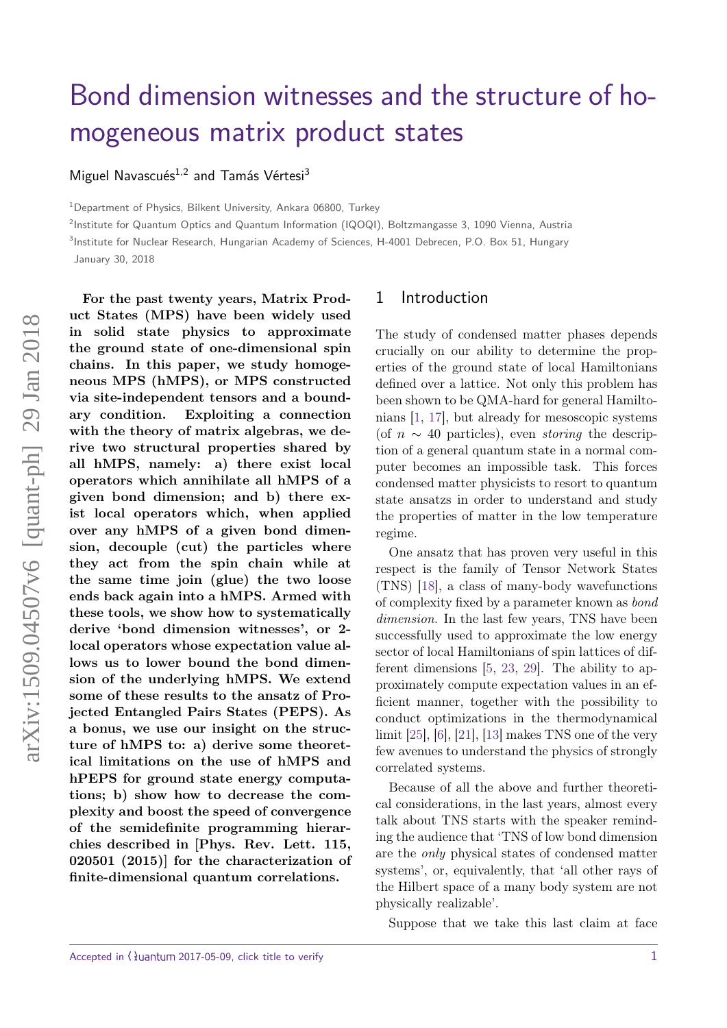# Bond dimension witnesses and the structure of homogeneous matrix product states

Miguel Navascués[1,2] and Tamás Vértesi[3]

[1]Department of Physics, Bilkent University, Ankara 06800, Turkey

[2]Institute for Quantum Optics and Quantum Information (IQOQI), Boltzmangasse 3, 1090 Vienna, Austria

[3]Institute for Nuclear Research, Hungarian Academy of Sciences, H-4001 Debrecen, P.O. Box 51, Hungary

January 30, 2018

**For the past twenty years, Matrix Product States (MPS) have been widely used in solid state physics to approximate the ground state of one-dimensional spin chains. In this paper, we study homogeneous MPS (hMPS), or MPS constructed via site-independent tensors and a boundary condition. Exploiting a connection with the theory of matrix algebras, we derive two structural properties shared by all hMPS, namely: a) there exist local operators which annihilate all hMPS of a given bond dimension; and b) there exist local operators which, when applied over any hMPS of a given bond dimension, decouple (cut) the particles where they act from the spin chain while at the same time join (glue) the two loose ends back again into a hMPS. Armed with these tools, we show how to systematically derive 'bond dimension witnesses', or 2-local operators whose expectation value allows us to lower bound the bond dimension of the underlying hMPS. We extend some of these results to the ansatz of Projected Entangled Pairs States (PEPS). As a bonus, we use our insight on the structure of hMPS to: a) derive some theoretical limitations on the use of hMPS and hPEPS for ground state energy computations; b) show how to decrease the complexity and boost the speed of convergence of the semidefinite programming hierarchies described in [Phys. Rev. Lett. 115, 020501 (2015)] for the characterization of finite-dimensional quantum correlations.**

## 1 Introduction

The study of condensed matter phases depends crucially on our ability to determine the properties of the ground state of local Hamiltonians defined over a lattice. Not only this problem has been shown to be QMA-hard for general Hamiltonians [1, 17], but already for mesoscopic systems (of $n \sim 40$ particles), even *storing* the description of a general quantum state in a normal computer becomes an impossible task. This forces condensed matter physicists to resort to quantum state ansatzs in order to understand and study the properties of matter in the low temperature regime.

One ansatz that has proven very useful in this respect is the family of Tensor Network States (TNS) [18], a class of many-body wavefunctions of complexity fixed by a parameter known as *bond dimension*. In the last few years, TNS have been successfully used to approximate the low energy sector of local Hamiltonians of spin lattices of different dimensions [5, 23, 29]. The ability to approximately compute expectation values in an efficient manner, together with the possibility to conduct optimizations in the thermodynamical limit [25], [6], [21], [13] makes TNS one of the very few avenues to understand the physics of strongly correlated systems.

Because of all the above and further theoretical considerations, in the last years, almost every talk about TNS starts with the speaker reminding the audience that 'TNS of low bond dimension are the *only* physical states of condensed matter systems', or, equivalently, that 'all other rays of the Hilbert space of a many body system are not physically realizable'.

Suppose that we take this last claim at face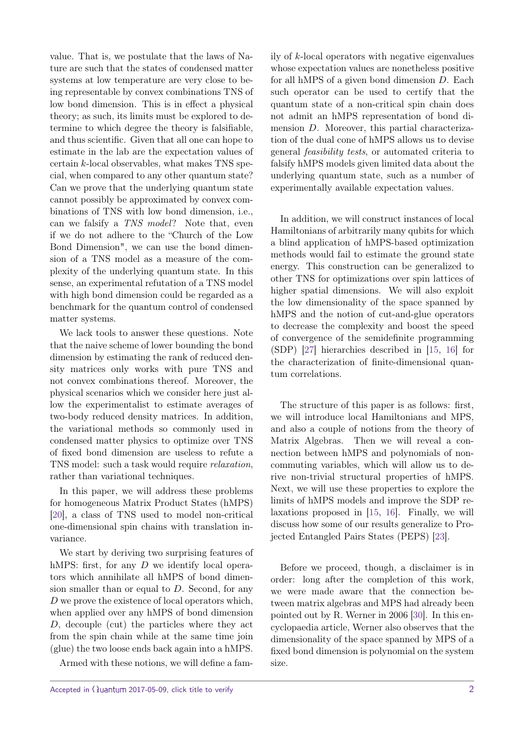value. That is, we postulate that the laws of Nature are such that the states of condensed matter systems at low temperature are very close to being representable by convex combinations TNS of low bond dimension. This is in effect a physical theory; as such, its limits must be explored to determine to which degree the theory is falsifiable, and thus scientific. Given that all one can hope to estimate in the lab are the expectation values of certain $k$-local observables, what makes TNS special, when compared to any other quantum state? Can we prove that the underlying quantum state cannot possibly be approximated by convex combinations of TNS with low bond dimension, i.e., can we falsify a *TNS model*? Note that, even if we do not adhere to the "Church of the Low Bond Dimension", we can use the bond dimension of a TNS model as a measure of the complexity of the underlying quantum state. In this sense, an experimental refutation of a TNS model with high bond dimension could be regarded as a benchmark for the quantum control of condensed matter systems.

We lack tools to answer these questions. Note that the naive scheme of lower bounding the bond dimension by estimating the rank of reduced density matrices only works with pure TNS and not convex combinations thereof. Moreover, the physical scenarios which we consider here just allow the experimentalist to estimate averages of two-body reduced density matrices. In addition, the variational methods so commonly used in condensed matter physics to optimize over TNS of fixed bond dimension are useless to refute a TNS model: such a task would require *relaxation*, rather than variational techniques.

In this paper, we will address these problems for homogeneous Matrix Product States (hMPS) [20], a class of TNS used to model non-critical one-dimensional spin chains with translation invariance.

We start by deriving two surprising features of hMPS: first, for any $D$ we identify local operators which annihilate all hMPS of bond dimension smaller than or equal to $D$. Second, for any $D$ we prove the existence of local operators which, when applied over any hMPS of bond dimension $D$, decouple (cut) the particles where they act from the spin chain while at the same time join (glue) the two loose ends back again into a hMPS.

Armed with these notions, we will define a family of $k$-local operators with negative eigenvalues whose expectation values are nonetheless positive for all hMPS of a given bond dimension $D$. Each such operator can be used to certify that the quantum state of a non-critical spin chain does not admit an hMPS representation of bond dimension $D$. Moreover, this partial characterization of the dual cone of hMPS allows us to devise general *feasibility tests*, or automated criteria to falsify hMPS models given limited data about the underlying quantum state, such as a number of experimentally available expectation values.

In addition, we will construct instances of local Hamiltonians of arbitrarily many qubits for which a blind application of hMPS-based optimization methods would fail to estimate the ground state energy. This construction can be generalized to other TNS for optimizations over spin lattices of higher spatial dimensions. We will also exploit the low dimensionality of the space spanned by hMPS and the notion of cut-and-glue operators to decrease the complexity and boost the speed of convergence of the semidefinite programming (SDP) [27] hierarchies described in [15, 16] for the characterization of finite-dimensional quantum correlations.

The structure of this paper is as follows: first, we will introduce local Hamiltonians and MPS, and also a couple of notions from the theory of Matrix Algebras. Then we will reveal a connection between hMPS and polynomials of noncommuting variables, which will allow us to derive non-trivial structural properties of hMPS. Next, we will use these properties to explore the limits of hMPS models and improve the SDP relaxations proposed in [15, 16]. Finally, we will discuss how some of our results generalize to Projected Entangled Pairs States (PEPS) [23].

Before we proceed, though, a disclaimer is in order: long after the completion of this work, we were made aware that the connection between matrix algebras and MPS had already been pointed out by R. Werner in 2006 [30]. In this encyclopaedia article, Werner also observes that the dimensionality of the space spanned by MPS of a fixed bond dimension is polynomial on the system size.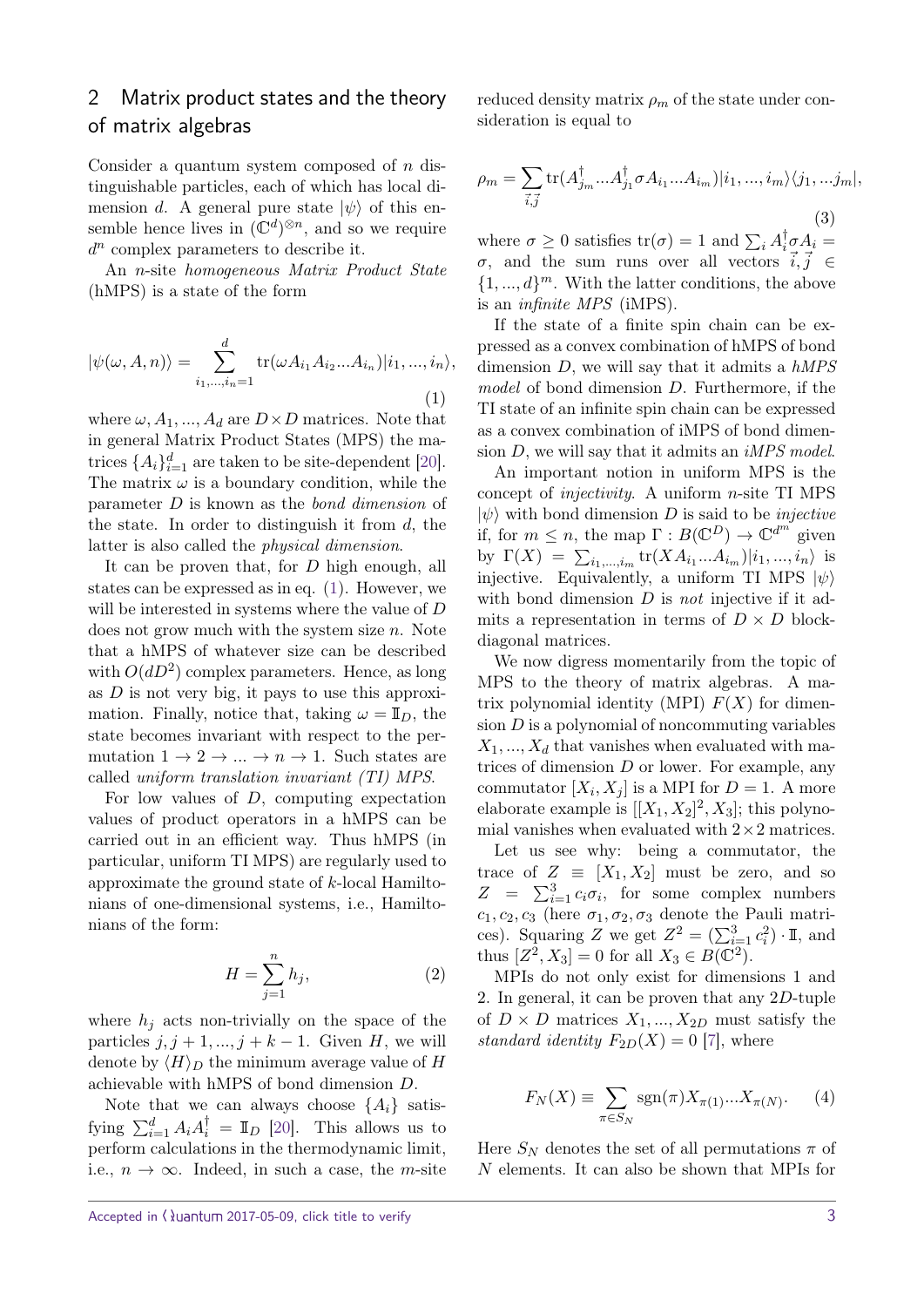## 2 Matrix product states and the theory of matrix algebras

Consider a quantum system composed of $n$ distinguishable particles, each of which has local dimension $d$. A general pure state $|\psi\rangle$ of this ensemble hence lives in $(\mathbb{C}^d)^{\otimes n}$, and so we require $d^n$ complex parameters to describe it.

An $n$-site *homogeneous Matrix Product State* (hMPS) is a state of the form

$$|\psi(\omega, A, n)\rangle = \sum_{i_1,...,i_n=1}^{d} \mathrm{tr}(\omega A_{i_1} A_{i_2} ... A_{i_n})|i_1, ..., i_n\rangle, \tag{1}$$

where $\omega, A_1, ..., A_d$ are $D \times D$ matrices. Note that in general Matrix Product States (MPS) the matrices $\{A_i\}_{i=1}^d$ are taken to be site-dependent [20]. The matrix $\omega$ is a boundary condition, while the parameter $D$ is known as the *bond dimension* of the state. In order to distinguish it from $d$, the latter is also called the *physical dimension*.

It can be proven that, for $D$ high enough, all states can be expressed as in eq. (1). However, we will be interested in systems where the value of $D$ does not grow much with the system size $n$. Note that a hMPS of whatever size can be described with $O(dD^2)$ complex parameters. Hence, as long as $D$ is not very big, it pays to use this approximation. Finally, notice that, taking $\omega = \mathbb{I}_D$, the state becomes invariant with respect to the permutation $1 \to 2 \to ... \to n \to 1$. Such states are called *uniform translation invariant (TI) MPS*.

For low values of $D$, computing expectation values of product operators in a hMPS can be carried out in an efficient way. Thus hMPS (in particular, uniform TI MPS) are regularly used to approximate the ground state of $k$-local Hamiltonians of one-dimensional systems, i.e., Hamiltonians of the form:

$$H = \sum_{j=1}^{n} h_j, \tag{2}$$

where $h_j$ acts non-trivially on the space of the particles $j, j+1, ..., j+k-1$. Given $H$, we will denote by $\langle H \rangle_D$ the minimum average value of $H$ achievable with hMPS of bond dimension $D$.

Note that we can always choose $\{A_i\}$ satisfying $\sum_{i=1}^d A_i A_i^\dagger = \mathbb{I}_D$ [20]. This allows us to perform calculations in the thermodynamic limit, i.e., $n \to \infty$. Indeed, in such a case, the $m$-site reduced density matrix $\rho_m$ of the state under consideration is equal to

$$\rho_m = \sum_{\vec{i},\vec{j}} \mathrm{tr}(A_{j_m}^\dagger ... A_{j_1}^\dagger \sigma A_{i_1} ... A_{i_m})|i_1, ..., i_m\rangle\langle j_1, ... j_m|, \tag{3}$$

where $\sigma \geq 0$ satisfies $\mathrm{tr}(\sigma) = 1$ and $\sum_i A_i^\dagger \sigma A_i = \sigma$, and the sum runs over all vectors $\vec{i}, \vec{j} \in \{1, ..., d\}^m$. With the latter conditions, the above is an *infinite MPS* (iMPS).

If the state of a finite spin chain can be expressed as a convex combination of hMPS of bond dimension $D$, we will say that it admits a *hMPS model* of bond dimension $D$. Furthermore, if the TI state of an infinite spin chain can be expressed as a convex combination of iMPS of bond dimension $D$, we will say that it admits an *iMPS model*.

An important notion in uniform MPS is the concept of *injectivity*. A uniform $n$-site TI MPS $|\psi\rangle$ with bond dimension $D$ is said to be *injective* if, for $m \leq n$, the map $\Gamma : B(\mathbb{C}^D) \to \mathbb{C}^{d^m}$ given by $\Gamma(X) = \sum_{i_1,...,i_m} \mathrm{tr}(X A_{i_1} ... A_{i_m})|i_1, ..., i_n\rangle$ is injective. Equivalently, a uniform TI MPS $|\psi\rangle$ with bond dimension $D$ is *not* injective if it admits a representation in terms of $D \times D$ block-diagonal matrices.

We now digress momentarily from the topic of MPS to the theory of matrix algebras. A matrix polynomial identity (MPI) $F(X)$ for dimension $D$ is a polynomial of noncommuting variables $X_1, ..., X_d$ that vanishes when evaluated with matrices of dimension $D$ or lower. For example, any commutator $[X_i, X_j]$ is a MPI for $D = 1$. A more elaborate example is $[[X_1, X_2]^2, X_3]$; this polynomial vanishes when evaluated with $2 \times 2$ matrices.

Let us see why: being a commutator, the trace of $Z \equiv [X_1, X_2]$ must be zero, and so $Z = \sum_{i=1}^3 c_i \sigma_i$, for some complex numbers $c_1, c_2, c_3$ (here $\sigma_1, \sigma_2, \sigma_3$ denote the Pauli matrices). Squaring $Z$ we get $Z^2 = (\sum_{i=1}^3 c_i^2) \cdot \mathbb{I}$, and thus $[Z^2, X_3] = 0$ for all $X_3 \in B(\mathbb{C}^2)$.

MPIs do not only exist for dimensions 1 and 2. In general, it can be proven that any $2D$-tuple of $D \times D$ matrices $X_1, ..., X_{2D}$ must satisfy the *standard identity* $F_{2D}(X) = 0$ [7], where

$$F_N(X) \equiv \sum_{\pi \in S_N} \mathrm{sgn}(\pi) X_{\pi(1)} ... X_{\pi(N)}. \tag{4}$$

Here $S_N$ denotes the set of all permutations $\pi$ of $N$ elements. It can also be shown that MPIs for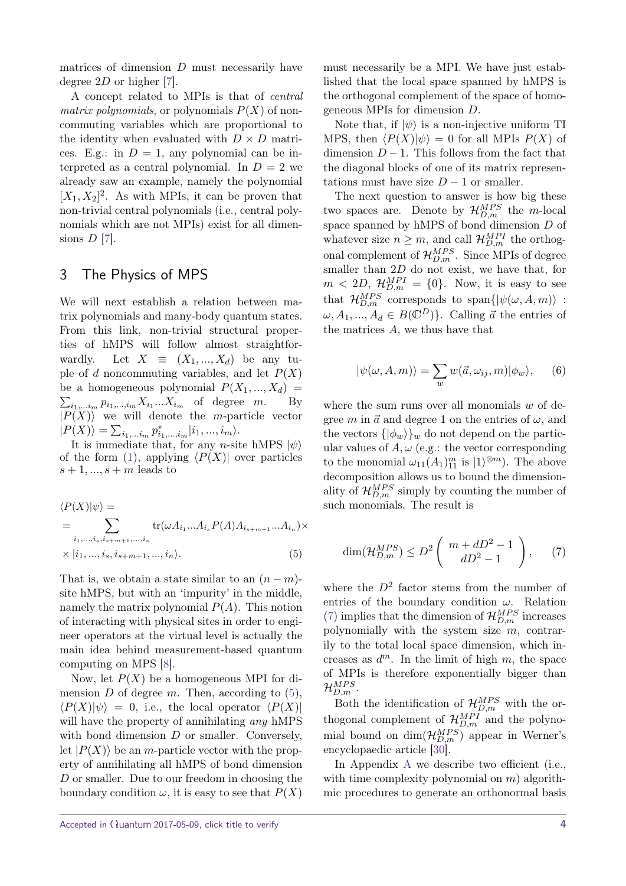matrices of dimension $D$ must necessarily have degree $2D$ or higher [7].

A concept related to MPIs is that of *central matrix polynomials*, or polynomials $P(X)$ of noncommuting variables which are proportional to the identity when evaluated with $D \times D$ matrices. E.g.: in $D = 1$, any polynomial can be interpreted as a central polynomial. In $D = 2$ we already saw an example, namely the polynomial $[X_1, X_2]^2$. As with MPIs, it can be proven that non-trivial central polynomials (i.e., central polynomials which are not MPIs) exist for all dimensions $D$ [7].

## 3 The Physics of MPS

We will next establish a relation between matrix polynomials and many-body quantum states. From this link, non-trivial structural properties of hMPS will follow almost straightforwardly. Let $X \equiv (X_1, ..., X_d)$ be any tuple of $d$ noncommuting variables, and let $P(X)$ be a homogeneous polynomial $P(X_1, ..., X_d) = \sum_{i_1,...i_m} p_{i_1,...,i_m} X_{i_1}...X_{i_m}$ of degree $m$. By $|P(X)\rangle$ we will denote the $m$-particle vector $|P(X)\rangle = \sum_{i_1,...i_m} p^*_{i_1,...,i_m} |i_1, ..., i_m\rangle$.

It is immediate that, for any $n$-site hMPS $|\psi\rangle$ of the form (1), applying $\langle P(X)|$ over particles $s+1, ..., s+m$ leads to

$$
\begin{aligned}
&\langle P(X)|\psi\rangle = \\
&= \sum_{i_1,...,i_s, i_{s+m+1},...,i_n} \text{tr}(\omega A_{i_1}...A_{i_s} P(A) A_{i_{s+m+1}}...A_{i_n}) \times \\
&\times |i_1, ..., i_s, i_{s+m+1}, ..., i_n\rangle. \qquad (5)
\end{aligned}
$$

That is, we obtain a state similar to an $(n-m)$-site hMPS, but with an 'impurity' in the middle, namely the matrix polynomial $P(A)$. This notion of interacting with physical sites in order to engineer operators at the virtual level is actually the main idea behind measurement-based quantum computing on MPS [8].

Now, let $P(X)$ be a homogeneous MPI for dimension $D$ of degree $m$. Then, according to (5), $\langle P(X)|\psi\rangle = 0$, i.e., the local operator $\langle P(X)|$ will have the property of annihilating *any* hMPS with bond dimension $D$ or smaller. Conversely, let $|P(X)\rangle$ be an $m$-particle vector with the property of annihilating all hMPS of bond dimension $D$ or smaller. Due to our freedom in choosing the boundary condition $\omega$, it is easy to see that $P(X)$ must necessarily be a MPI. We have just established that the local space spanned by hMPS is the orthogonal complement of the space of homogeneous MPIs for dimension $D$.

Note that, if $|\psi\rangle$ is a non-injective uniform TI MPS, then $\langle P(X)|\psi\rangle = 0$ for all MPIs $P(X)$ of dimension $D-1$. This follows from the fact that the diagonal blocks of one of its matrix representations must have size $D-1$ or smaller.

The next question to answer is how big these two spaces are. Denote by $\mathcal{H}^{MPS}_{D,m}$ the $m$-local space spanned by hMPS of bond dimension $D$ of whatever size $n \geq m$, and call $\mathcal{H}^{MPI}_{D,m}$ the orthogonal complement of $\mathcal{H}^{MPS}_{D,m}$. Since MPIs of degree smaller than $2D$ do not exist, we have that, for $m < 2D$, $\mathcal{H}^{MPI}_{D,m} = \{0\}$. Now, it is easy to see that $\mathcal{H}^{MPS}_{D,m}$ corresponds to $\text{span}\{|\psi(\omega, A, m)\rangle : \omega, A_1, ..., A_d \in B(\mathbb{C}^D)\}$. Calling $\vec{a}$ the entries of the matrices $A$, we thus have that

$$
|\psi(\omega, A, m)\rangle = \sum_w w(\vec{a}, \omega_{ij}, m)|\phi_w\rangle, \qquad (6)
$$

where the sum runs over all monomials $w$ of degree $m$ in $\vec{a}$ and degree 1 on the entries of $\omega$, and the vectors $\{|\phi_w\rangle\}_w$ do not depend on the particular values of $A, \omega$ (e.g.: the vector corresponding to the monomial $\omega_{11}(A_1)^m_{11}$ is $|1\rangle^{\otimes m}$). The above decomposition allows us to bound the dimensionality of $\mathcal{H}^{MPS}_{D,m}$ simply by counting the number of such monomials. The result is

$$
\dim(\mathcal{H}^{MPS}_{D,m}) \leq D^2 \begin{pmatrix} m + dD^2 - 1 \\ dD^2 - 1 \end{pmatrix}, \qquad (7)
$$

where the $D^2$ factor stems from the number of entries of the boundary condition $\omega$. Relation (7) implies that the dimension of $\mathcal{H}^{MPS}_{D,m}$ increases polynomially with the system size $m$, contrarily to the total local space dimension, which increases as $d^m$. In the limit of high $m$, the space of MPIs is therefore exponentially bigger than $\mathcal{H}^{MPS}_{D,m}$.

Both the identification of $\mathcal{H}^{MPS}_{D,m}$ with the orthogonal complement of $\mathcal{H}^{MPI}_{D,m}$ and the polynomial bound on $\dim(\mathcal{H}^{MPS}_{D,m})$ appear in Werner's encyclopaedic article [30].

In Appendix A we describe two efficient (i.e., with time complexity polynomial on $m$) algorithmic procedures to generate an orthonormal basis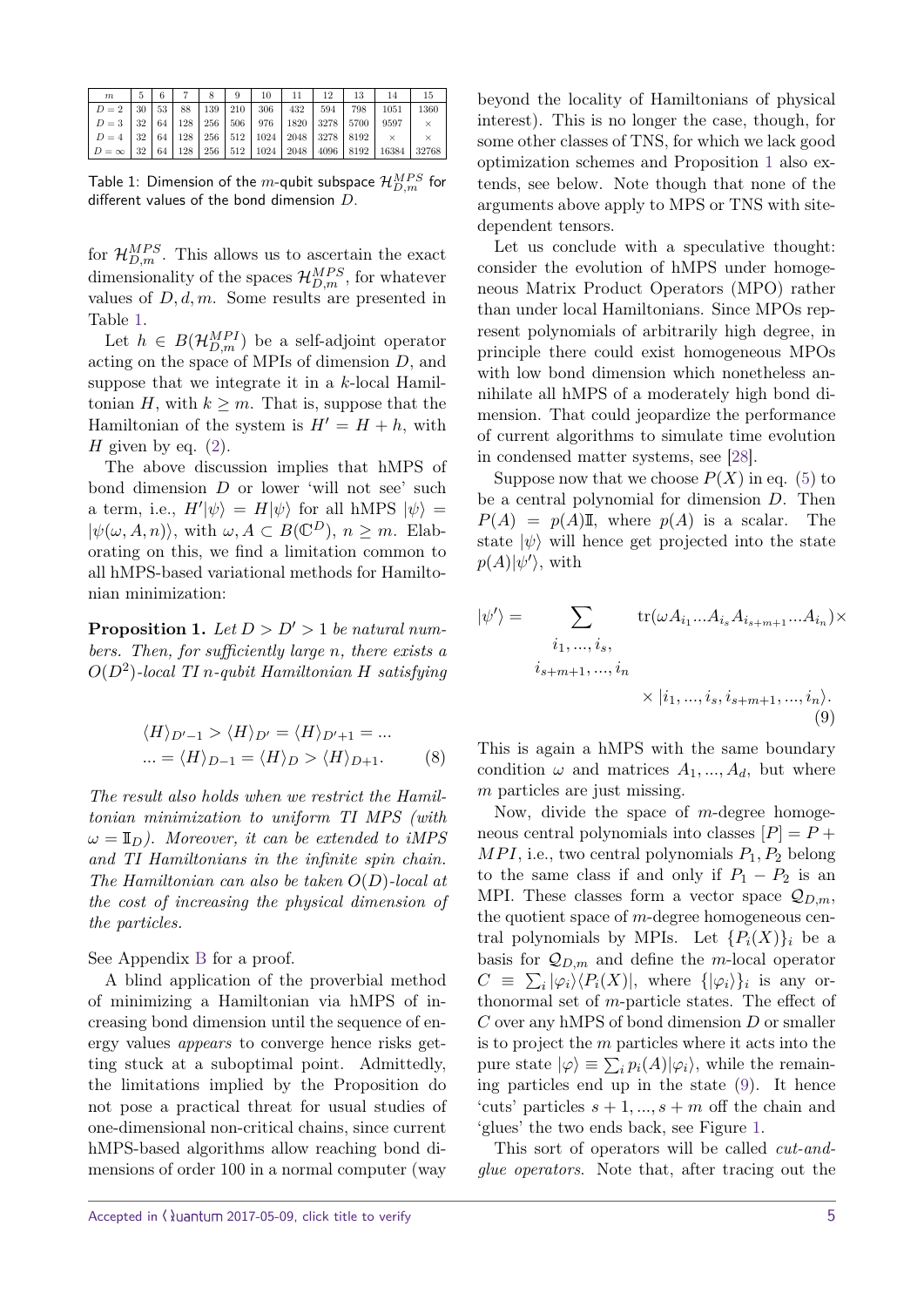| $m$ | 5 | 6 | 7 | 8 | 9 | 10 | 11 | 12 | 13 | 14 | 15 |
|---|---|---|---|---|---|---|---|---|---|---|---|
| $D=2$ | 30 | 53 | 88 | 139 | 210 | 306 | 432 | 594 | 798 | 1051 | 1360 |
| $D=3$ | 32 | 64 | 128 | 256 | 506 | 976 | 1820 | 3278 | 5700 | 9597 | $\times$ |
| $D=4$ | 32 | 64 | 128 | 256 | 512 | 1024 | 2048 | 3278 | 8192 | $\times$ | $\times$ |
| $D=\infty$ | 32 | 64 | 128 | 256 | 512 | 1024 | 2048 | 4096 | 8192 | 16384 | 32768 |

Table 1: Dimension of the $m$-qubit subspace $\mathcal{H}_{D,m}^{MPS}$ for different values of the bond dimension $D$.

for $\mathcal{H}_{D,m}^{MPS}$. This allows us to ascertain the exact dimensionality of the spaces $\mathcal{H}_{D,m}^{MPS}$, for whatever values of $D, d, m$. Some results are presented in Table 1.

Let $h \in B(\mathcal{H}_{D,m}^{MPI})$ be a self-adjoint operator acting on the space of MPIs of dimension $D$, and suppose that we integrate it in a $k$-local Hamiltonian $H$, with $k \geq m$. That is, suppose that the Hamiltonian of the system is $H' = H + h$, with $H$ given by eq. (2).

The above discussion implies that hMPS of bond dimension $D$ or lower 'will not see' such a term, i.e., $H'|\psi\rangle = H|\psi\rangle$ for all hMPS $|\psi\rangle = |\psi(\omega, A, n)\rangle$, with $\omega, A \subset B(\mathbb{C}^D)$, $n \geq m$. Elaborating on this, we find a limitation common to all hMPS-based variational methods for Hamiltonian minimization:

**Proposition 1.** *Let $D > D' > 1$ be natural numbers. Then, for sufficiently large $n$, there exists a $O(D^2)$-local TI $n$-qubit Hamiltonian $H$ satisfying*

$$
\begin{aligned}
&\langle H\rangle_{D'-1} > \langle H\rangle_{D'} = \langle H\rangle_{D'+1} = ... \\
&... = \langle H\rangle_{D-1} = \langle H\rangle_{D} > \langle H\rangle_{D+1}.
\end{aligned} \tag{8}
$$

*The result also holds when we restrict the Hamiltonian minimization to uniform TI MPS (with $\omega = \mathbb{I}_D$). Moreover, it can be extended to iMPS and TI Hamiltonians in the infinite spin chain. The Hamiltonian can also be taken $O(D)$-local at the cost of increasing the physical dimension of the particles.*

See Appendix B for a proof.

A blind application of the proverbial method of minimizing a Hamiltonian via hMPS of increasing bond dimension until the sequence of energy values *appears* to converge hence risks getting stuck at a suboptimal point. Admittedly, the limitations implied by the Proposition do not pose a practical threat for usual studies of one-dimensional non-critical chains, since current hMPS-based algorithms allow reaching bond dimensions of order 100 in a normal computer (way beyond the locality of Hamiltonians of physical interest). This is no longer the case, though, for some other classes of TNS, for which we lack good optimization schemes and Proposition 1 also extends, see below. Note though that none of the arguments above apply to MPS or TNS with site-dependent tensors.

Let us conclude with a speculative thought: consider the evolution of hMPS under homogeneous Matrix Product Operators (MPO) rather than under local Hamiltonians. Since MPOs represent polynomials of arbitrarily high degree, in principle there could exist homogeneous MPOs with low bond dimension which nonetheless annihilate all hMPS of a moderately high bond dimension. That could jeopardize the performance of current algorithms to simulate time evolution in condensed matter systems, see [28].

Suppose now that we choose $P(X)$ in eq. (5) to be a central polynomial for dimension $D$. Then $P(A) = p(A)\mathbb{I}$, where $p(A)$ is a scalar. The state $|\psi\rangle$ will hence get projected into the state $p(A)|\psi'\rangle$, with

$$
\begin{aligned}
|\psi'\rangle = \sum_{\substack{i_1,...,i_s,\\ i_{s+m+1},...,i_n}} &\mathrm{tr}(\omega A_{i_1}...A_{i_s}A_{i_{s+m+1}}...A_{i_n})\times \\
&\times |i_1,...,i_s,i_{s+m+1},...,i_n\rangle.
\end{aligned} \tag{9}
$$

This is again a hMPS with the same boundary condition $\omega$ and matrices $A_1, ..., A_d$, but where $m$ particles are just missing.

Now, divide the space of $m$-degree homogeneous central polynomials into classes $[P] = P + MPI$, i.e., two central polynomials $P_1, P_2$ belong to the same class if and only if $P_1 - P_2$ is an MPI. These classes form a vector space $\mathcal{Q}_{D,m}$, the quotient space of $m$-degree homogeneous central polynomials by MPIs. Let $\{P_i(X)\}_i$ be a basis for $\mathcal{Q}_{D,m}$ and define the $m$-local operator $C \equiv \sum_i |\varphi_i\rangle\langle P_i(X)|$, where $\{|\varphi_i\rangle\}_i$ is any orthonormal set of $m$-particle states. The effect of $C$ over any hMPS of bond dimension $D$ or smaller is to project the $m$ particles where it acts into the pure state $|\varphi\rangle \equiv \sum_i p_i(A)|\varphi_i\rangle$, while the remaining particles end up in the state (9). It hence 'cuts' particles $s+1, ..., s+m$ off the chain and 'glues' the two ends back, see Figure 1.

This sort of operators will be called *cut-and-glue operators.* Note that, after tracing out the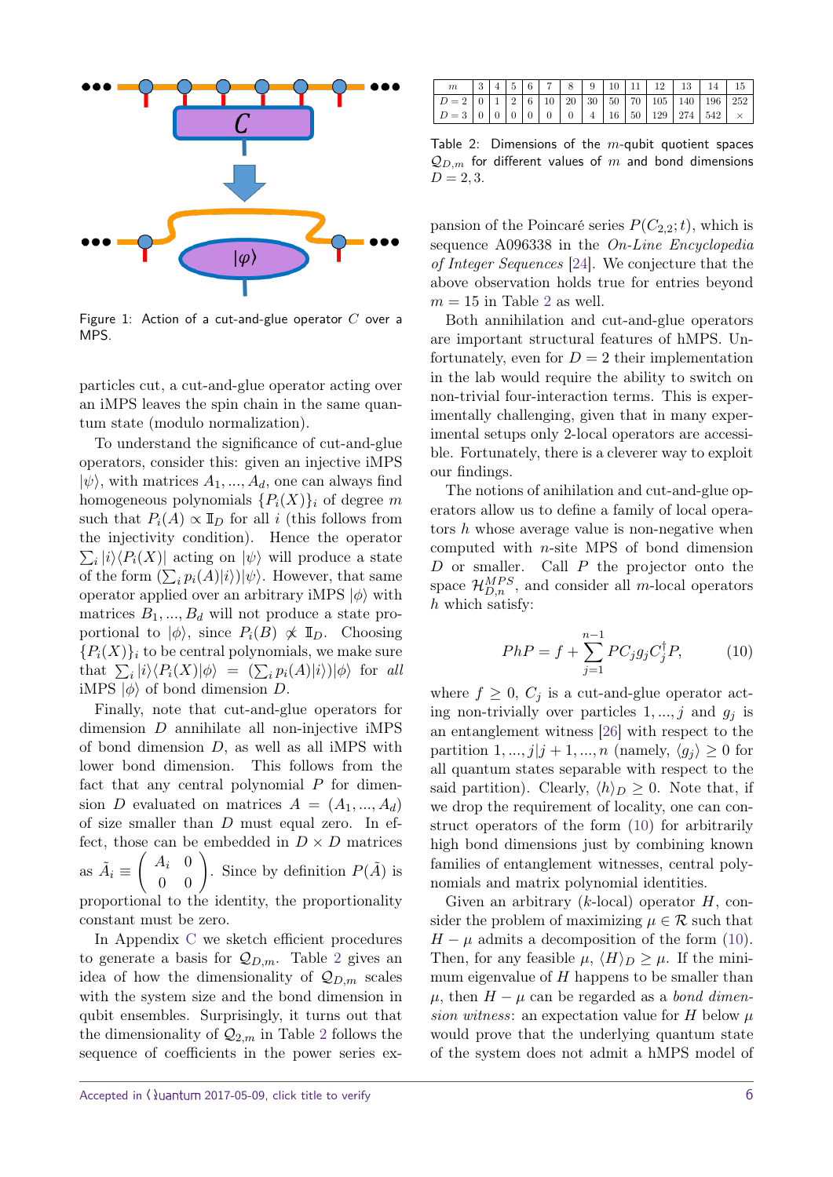Figure 1: Action of a cut-and-glue operator $C$ over a MPS.

particles cut, a cut-and-glue operator acting over an iMPS leaves the spin chain in the same quantum state (modulo normalization).

To understand the significance of cut-and-glue operators, consider this: given an injective iMPS $|\psi\rangle$, with matrices $A_1, ..., A_d$, one can always find homogeneous polynomials $\{P_i(X)\}_i$ of degree $m$ such that $P_i(A) \propto \mathbb{I}_D$ for all $i$ (this follows from the injectivity condition). Hence the operator $\sum_i |i\rangle\langle P_i(X)|$ acting on $|\psi\rangle$ will produce a state of the form $(\sum_i p_i(A)|i\rangle)|\psi\rangle$. However, that same operator applied over an arbitrary iMPS $|\phi\rangle$ with matrices $B_1, ..., B_d$ will not produce a state proportional to $|\phi\rangle$, since $P_i(B) \not\propto \mathbb{I}_D$. Choosing $\{P_i(X)\}_i$ to be central polynomials, we make sure that $\sum_i |i\rangle\langle P_i(X)|\phi\rangle = (\sum_i p_i(A)|i\rangle)|\phi\rangle$ for *all* iMPS $|\phi\rangle$ of bond dimension $D$.

Finally, note that cut-and-glue operators for dimension $D$ annihilate all non-injective iMPS of bond dimension $D$, as well as all iMPS with lower bond dimension. This follows from the fact that any central polynomial $P$ for dimension $D$ evaluated on matrices $A = (A_1, ..., A_d)$ of size smaller than $D$ must equal zero. In effect, those can be embedded in $D \times D$ matrices as $\tilde{A}_i \equiv \begin{pmatrix} A_i & 0 \\ 0 & 0 \end{pmatrix}$. Since by definition $P(\tilde{A})$ is proportional to the identity, the proportionality constant must be zero.

In Appendix C we sketch efficient procedures to generate a basis for $\mathcal{Q}_{D,m}$. Table 2 gives an idea of how the dimensionality of $\mathcal{Q}_{D,m}$ scales with the system size and the bond dimension in qubit ensembles. Surprisingly, it turns out that the dimensionality of $\mathcal{Q}_{2,m}$ in Table 2 follows the sequence of coefficients in the power series expansion of the Poincaré series $P(C_{2,2}; t)$, which is sequence A096338 in the *On-Line Encyclopedia of Integer Sequences* [24]. We conjecture that the above observation holds true for entries beyond $m = 15$ in Table 2 as well.

| $m$ | 3 | 4 | 5 | 6 | 7 | 8 | 9 | 10 | 11 | 12 | 13 | 14 | 15 |
|---|---|---|---|---|---|---|---|---|---|---|---|---|---|
| $D = 2$ | 0 | 1 | 2 | 6 | 10 | 20 | 30 | 50 | 70 | 105 | 140 | 196 | 252 |
| $D = 3$ | 0 | 0 | 0 | 0 | 0 | 0 | 4 | 16 | 50 | 129 | 274 | 542 | × |

Table 2: Dimensions of the $m$-qubit quotient spaces $\mathcal{Q}_{D,m}$ for different values of $m$ and bond dimensions $D = 2, 3$.

Both annihilation and cut-and-glue operators are important structural features of hMPS. Unfortunately, even for $D = 2$ their implementation in the lab would require the ability to switch on non-trivial four-interaction terms. This is experimentally challenging, given that in many experimental setups only 2-local operators are accessible. Fortunately, there is a cleverer way to exploit our findings.

The notions of anihilation and cut-and-glue operators allow us to define a family of local operators $h$ whose average value is non-negative when computed with $n$-site MPS of bond dimension $D$ or smaller. Call $P$ the projector onto the space $\mathcal{H}^{MPS}_{D,n}$, and consider all $m$-local operators $h$ which satisfy:

$$PhP = f + \sum_{j=1}^{n-1} PC_j g_j C_j^\dagger P, \qquad (10)$$

where $f \geq 0$, $C_j$ is a cut-and-glue operator acting non-trivially over particles $1, ..., j$ and $g_j$ is an entanglement witness [26] with respect to the partition $1, ..., j|j + 1, ..., n$ (namely, $\langle g_j\rangle \geq 0$ for all quantum states separable with respect to the said partition). Clearly, $\langle h\rangle_D \geq 0$. Note that, if we drop the requirement of locality, one can construct operators of the form (10) for arbitrarily high bond dimensions just by combining known families of entanglement witnesses, central polynomials and matrix polynomial identities.

Given an arbitrary ($k$-local) operator $H$, consider the problem of maximizing $\mu \in \mathcal{R}$ such that $H - \mu$ admits a decomposition of the form (10). Then, for any feasible $\mu$, $\langle H\rangle_D \geq \mu$. If the minimum eigenvalue of $H$ happens to be smaller than $\mu$, then $H - \mu$ can be regarded as a *bond dimension witness*: an expectation value for $H$ below $\mu$ would prove that the underlying quantum state of the system does not admit a hMPS model of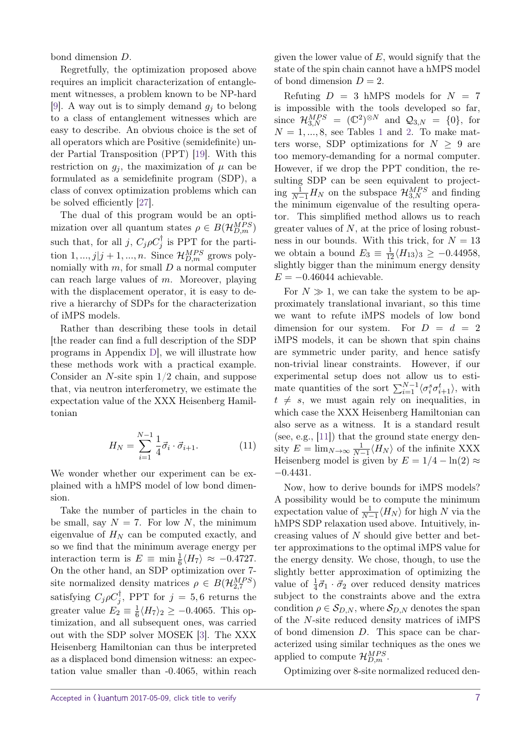bond dimension $D$.

Regretfully, the optimization proposed above requires an implicit characterization of entanglement witnesses, a problem known to be NP-hard [9]. A way out is to simply demand $g_j$ to belong to a class of entanglement witnesses which are easy to describe. An obvious choice is the set of all operators which are Positive (semidefinite) under Partial Transposition (PPT) [19]. With this restriction on $g_j$, the maximization of $\mu$ can be formulated as a semidefinite program (SDP), a class of convex optimization problems which can be solved efficiently [27].

The dual of this program would be an optimization over all quantum states $\rho \in B(\mathcal{H}^{MPS}_{D,m})$ such that, for all $j$, $C_j\rho C_j^\dagger$ is PPT for the partition $1,...,j|j+1,...,n$. Since $\mathcal{H}^{MPS}_{D,m}$ grows polynomially with $m$, for small $D$ a normal computer can reach large values of $m$. Moreover, playing with the displacement operator, it is easy to derive a hierarchy of SDPs for the characterization of iMPS models.

Rather than describing these tools in detail [the reader can find a full description of the SDP programs in Appendix D], we will illustrate how these methods work with a practical example. Consider an $N$-site spin $1/2$ chain, and suppose that, via neutron interferometry, we estimate the expectation value of the XXX Heisenberg Hamiltonian

$$H_N = \sum_{i=1}^{N-1} \frac{1}{4}\vec{\sigma}_i \cdot \vec{\sigma}_{i+1}. \tag{11}$$

We wonder whether our experiment can be explained with a hMPS model of low bond dimension.

Take the number of particles in the chain to be small, say $N = 7$. For low $N$, the minimum eigenvalue of $H_N$ can be computed exactly, and so we find that the minimum average energy per interaction term is $E \equiv \min \frac{1}{6}\langle H_7 \rangle \approx -0.4727$. On the other hand, an SDP optimization over 7-site normalized density matrices $\rho \in B(\mathcal{H}^{MPS}_{2,7})$ satisfying $C_j\rho C_j^\dagger$, PPT for $j = 5,6$ returns the greater value $E_2 \equiv \frac{1}{6}\langle H_7 \rangle_2 \geq -0.4065$. This optimization, and all subsequent ones, was carried out with the SDP solver MOSEK [3]. The XXX Heisenberg Hamiltonian can thus be interpreted as a displaced bond dimension witness: an expectation value smaller than -0.4065, within reach given the lower value of $E$, would signify that the state of the spin chain cannot have a hMPS model of bond dimension $D = 2$.

Refuting $D = 3$ hMPS models for $N = 7$ is impossible with the tools developed so far, since $\mathcal{H}^{MPS}_{3,N} = (\mathbb{C}^2)^{\otimes N}$ and $\mathcal{Q}_{3,N} = \{0\}$, for $N = 1,...,8$, see Tables 1 and 2. To make matters worse, SDP optimizations for $N \geq 9$ are too memory-demanding for a normal computer. However, if we drop the PPT condition, the resulting SDP can be seen equivalent to projecting $\frac{1}{N-1}H_N$ on the subspace $\mathcal{H}^{MPS}_{3,N}$ and finding the minimum eigenvalue of the resulting operator. This simplified method allows us to reach greater values of $N$, at the price of losing robustness in our bounds. With this trick, for $N = 13$ we obtain a bound $E_3 \equiv \frac{1}{12}\langle H_{13} \rangle_3 \geq -0.44958$, slightly bigger than the minimum energy density $E = -0.46044$ achievable.

For $N \gg 1$, we can take the system to be approximately translational invariant, so this time we want to refute iMPS models of low bond dimension for our system. For $D = d = 2$ iMPS models, it can be shown that spin chains are symmetric under parity, and hence satisfy non-trivial linear constraints. However, if our experimental setup does not allow us to estimate quantities of the sort $\sum_{i=1}^{N-1}\langle \sigma_i^s \sigma_{i+1}^t \rangle$, with $t \neq s$, we must again rely on inequalities, in which case the XXX Heisenberg Hamiltonian can also serve as a witness. It is a standard result (see, e.g., [11]) that the ground state energy density $E = \lim_{N\to\infty} \frac{1}{N-1}\langle H_N \rangle$ of the infinite XXX Heisenberg model is given by $E = 1/4 - \ln(2) \approx -0.4431$.

Now, how to derive bounds for iMPS models? A possibility would be to compute the minimum expectation value of $\frac{1}{N-1}\langle H_N \rangle$ for high $N$ via the hMPS SDP relaxation used above. Intuitively, increasing values of $N$ should give better and better approximations to the optimal iMPS value for the energy density. We chose, though, to use the slightly better approximation of optimizing the value of $\frac{1}{4}\vec{\sigma}_1 \cdot \vec{\sigma}_2$ over reduced density matrices subject to the constraints above and the extra condition $\rho \in \mathcal{S}_{D,N}$, where $\mathcal{S}_{D,N}$ denotes the span of the $N$-site reduced density matrices of iMPS of bond dimension $D$. This space can be characterized using similar techniques as the ones we applied to compute $\mathcal{H}^{MPS}_{D,m}$.

Optimizing over 8-site normalized reduced den-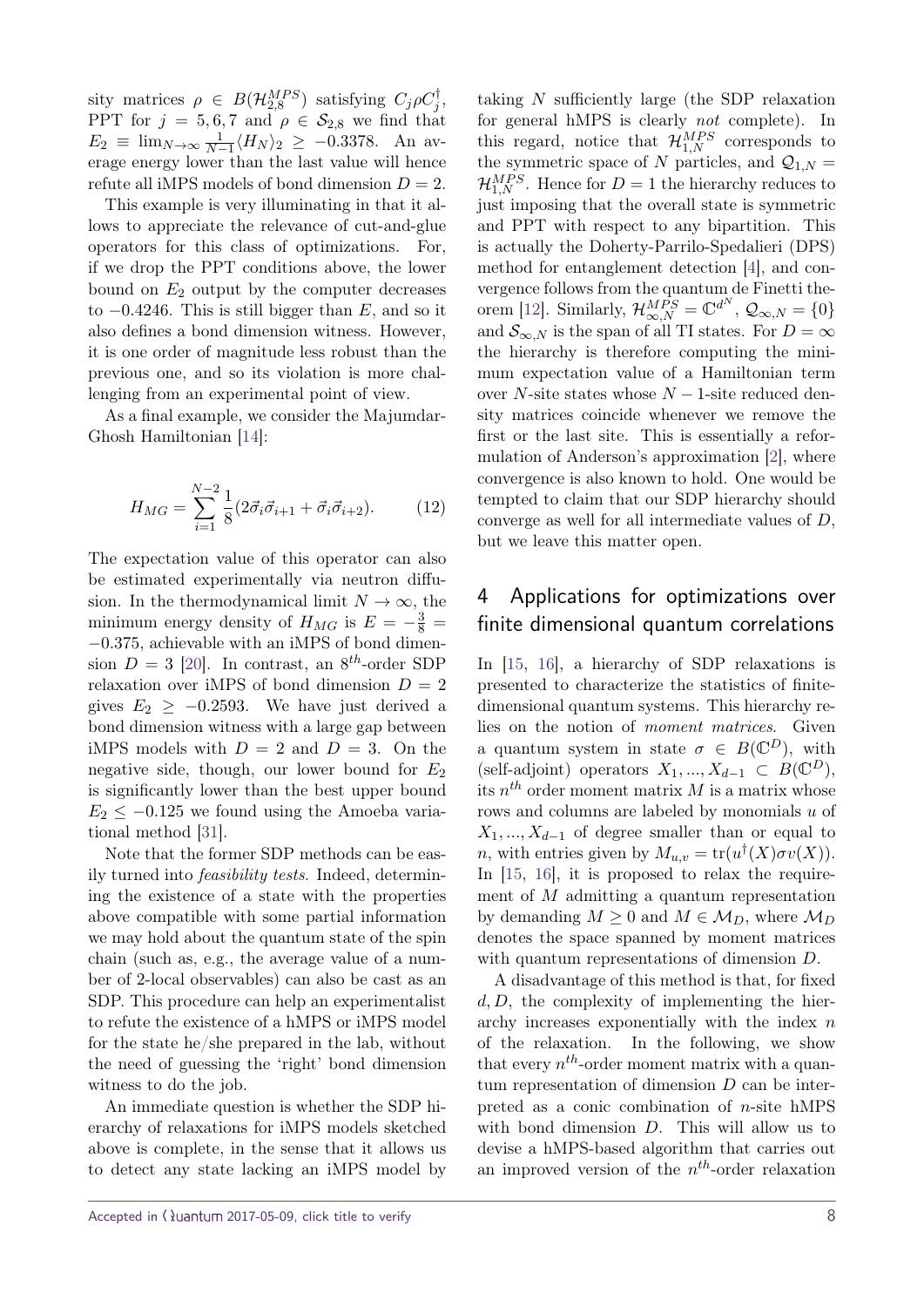sity matrices $\rho \in B(\mathcal{H}_{2,8}^{MPS})$ satisfying $C_j \rho C_j^\dagger$, PPT for $j = 5,6,7$ and $\rho \in \mathcal{S}_{2,8}$ we find that $E_2 \equiv \lim_{N\to\infty} \frac{1}{N-1}\langle H_N \rangle_2 \geq -0.3378$. An average energy lower than the last value will hence refute all iMPS models of bond dimension $D = 2$.

This example is very illuminating in that it allows to appreciate the relevance of cut-and-glue operators for this class of optimizations. For, if we drop the PPT conditions above, the lower bound on $E_2$ output by the computer decreases to $-0.4246$. This is still bigger than $E$, and so it also defines a bond dimension witness. However, it is one order of magnitude less robust than the previous one, and so its violation is more challenging from an experimental point of view.

As a final example, we consider the Majumdar-Ghosh Hamiltonian [14]:

$$H_{MG} = \sum_{i=1}^{N-2} \frac{1}{8}(2\vec{\sigma}_i \vec{\sigma}_{i+1} + \vec{\sigma}_i \vec{\sigma}_{i+2}). \qquad (12)$$

The expectation value of this operator can also be estimated experimentally via neutron diffusion. In the thermodynamical limit $N \to \infty$, the minimum energy density of $H_{MG}$ is $E = -\frac{3}{8} = -0.375$, achievable with an iMPS of bond dimension $D = 3$ [20]. In contrast, an $8^{th}$-order SDP relaxation over iMPS of bond dimension $D = 2$ gives $E_2 \geq -0.2593$. We have just derived a bond dimension witness with a large gap between iMPS models with $D = 2$ and $D = 3$. On the negative side, though, our lower bound for $E_2$ is significantly lower than the best upper bound $E_2 \leq -0.125$ we found using the Amoeba variational method [31].

Note that the former SDP methods can be easily turned into *feasibility tests*. Indeed, determining the existence of a state with the properties above compatible with some partial information we may hold about the quantum state of the spin chain (such as, e.g., the average value of a number of 2-local observables) can also be cast as an SDP. This procedure can help an experimentalist to refute the existence of a hMPS or iMPS model for the state he/she prepared in the lab, without the need of guessing the 'right' bond dimension witness to do the job.

An immediate question is whether the SDP hierarchy of relaxations for iMPS models sketched above is complete, in the sense that it allows us to detect any state lacking an iMPS model by taking $N$ sufficiently large (the SDP relaxation for general hMPS is clearly *not* complete). In this regard, notice that $\mathcal{H}_{1,N}^{MPS}$ corresponds to the symmetric space of $N$ particles, and $\mathcal{Q}_{1,N} = \mathcal{H}_{1,N}^{MPS}$. Hence for $D = 1$ the hierarchy reduces to just imposing that the overall state is symmetric and PPT with respect to any bipartition. This is actually the Doherty-Parrilo-Spedalieri (DPS) method for entanglement detection [4], and convergence follows from the quantum de Finetti theorem [12]. Similarly, $\mathcal{H}_{\infty,N}^{MPS} = \mathbb{C}^{d^N}$, $\mathcal{Q}_{\infty,N} = \{0\}$ and $\mathcal{S}_{\infty,N}$ is the span of all TI states. For $D = \infty$ the hierarchy is therefore computing the minimum expectation value of a Hamiltonian term over $N$-site states whose $N-1$-site reduced density matrices coincide whenever we remove the first or the last site. This is essentially a reformulation of Anderson's approximation [2], where convergence is also known to hold. One would be tempted to claim that our SDP hierarchy should converge as well for all intermediate values of $D$, but we leave this matter open.

## 4 Applications for optimizations over finite dimensional quantum correlations

In [15, 16], a hierarchy of SDP relaxations is presented to characterize the statistics of finite-dimensional quantum systems. This hierarchy relies on the notion of *moment matrices*. Given a quantum system in state $\sigma \in B(\mathbb{C}^D)$, with (self-adjoint) operators $X_1, ..., X_{d-1} \subset B(\mathbb{C}^D)$, its $n^{th}$ order moment matrix $M$ is a matrix whose rows and columns are labeled by monomials $u$ of $X_1, ..., X_{d-1}$ of degree smaller than or equal to $n$, with entries given by $M_{u,v} = \mathrm{tr}(u^\dagger(X)\sigma v(X))$. In [15, 16], it is proposed to relax the requirement of $M$ admitting a quantum representation by demanding $M \geq 0$ and $M \in \mathcal{M}_D$, where $\mathcal{M}_D$ denotes the space spanned by moment matrices with quantum representations of dimension $D$.

A disadvantage of this method is that, for fixed $d, D$, the complexity of implementing the hierarchy increases exponentially with the index $n$ of the relaxation. In the following, we show that every $n^{th}$-order moment matrix with a quantum representation of dimension $D$ can be interpreted as a conic combination of $n$-site hMPS with bond dimension $D$. This will allow us to devise a hMPS-based algorithm that carries out an improved version of the $n^{th}$-order relaxation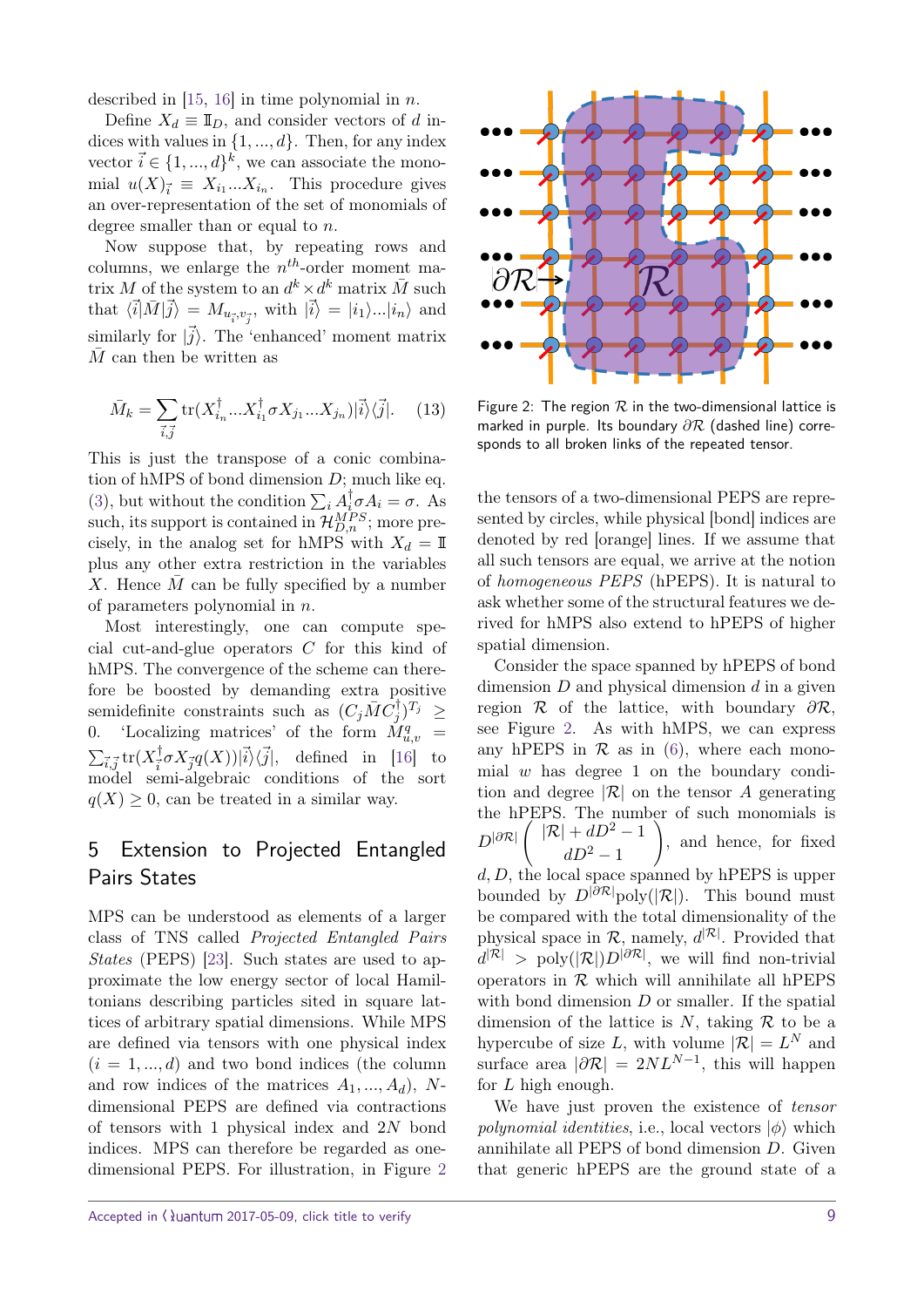described in [15, 16] in time polynomial in $n$.

Define $X_d \equiv \mathbb{I}_D$, and consider vectors of $d$ indices with values in $\{1,...,d\}$. Then, for any index vector $\vec{i} \in \{1,...,d\}^k$, we can associate the monomial $u(X)_{\vec{i}} \equiv X_{i_1}...X_{i_n}$. This procedure gives an over-representation of the set of monomials of degree smaller than or equal to $n$.

Now suppose that, by repeating rows and columns, we enlarge the $n^{th}$-order moment matrix $M$ of the system to an $d^k \times d^k$ matrix $\bar{M}$ such that $\langle \vec{i}|\bar{M}|\vec{j}\rangle = M_{u_{\vec{i}},v_{\vec{j}}}$, with $|\vec{i}\rangle = |i_1\rangle...|i_n\rangle$ and similarly for $|\vec{j}\rangle$. The 'enhanced' moment matrix $\bar{M}$ can then be written as

$$\bar{M}_k = \sum_{\vec{i},\vec{j}} \text{tr}(X_{i_n}^\dagger...X_{i_1}^\dagger \sigma X_{j_1}...X_{j_n})|\vec{i}\rangle\langle\vec{j}|. \quad (13)$$

This is just the transpose of a conic combination of hMPS of bond dimension $D$; much like eq. (3), but without the condition $\sum_i A_i^\dagger \sigma A_i = \sigma$. As such, its support is contained in $\mathcal{H}_{D,n}^{MPS}$; more precisely, in the analog set for hMPS with $X_d = \mathbb{I}$ plus any other extra restriction in the variables $X$. Hence $\bar{M}$ can be fully specified by a number of parameters polynomial in $n$.

Most interestingly, one can compute special cut-and-glue operators $C$ for this kind of hMPS. The convergence of the scheme can therefore be boosted by demanding extra positive semidefinite constraints such as $(C_j \bar{M} C_j^\dagger)^{T_j} \geq 0$. 'Localizing matrices' of the form $\bar{M}_{u,v}^q = \sum_{\vec{i},\vec{j}} \text{tr}(X_{\vec{i}}^\dagger \sigma X_{\vec{j}} q(X))|\vec{i}\rangle\langle\vec{j}|$, defined in [16] to model semi-algebraic conditions of the sort $q(X) \geq 0$, can be treated in a similar way.

## 5 Extension to Projected Entangled Pairs States

MPS can be understood as elements of a larger class of TNS called *Projected Entangled Pairs States* (PEPS) [23]. Such states are used to approximate the low energy sector of local Hamiltonians describing particles sited in square lattices of arbitrary spatial dimensions. While MPS are defined via tensors with one physical index $(i = 1,...,d)$ and two bond indices (the column and row indices of the matrices $A_1,...,A_d$), $N$-dimensional PEPS are defined via contractions of tensors with 1 physical index and $2N$ bond indices. MPS can therefore be regarded as one-dimensional PEPS. For illustration, in Figure 2

Figure 2: The region $\mathcal{R}$ in the two-dimensional lattice is marked in purple. Its boundary $\partial\mathcal{R}$ (dashed line) corresponds to all broken links of the repeated tensor.

the tensors of a two-dimensional PEPS are represented by circles, while physical [bond] indices are denoted by red [orange] lines. If we assume that all such tensors are equal, we arrive at the notion of *homogeneous PEPS* (hPEPS). It is natural to ask whether some of the structural features we derived for hMPS also extend to hPEPS of higher spatial dimension.

Consider the space spanned by hPEPS of bond dimension $D$ and physical dimension $d$ in a given region $\mathcal{R}$ of the lattice, with boundary $\partial\mathcal{R}$, see Figure 2. As with hMPS, we can express any hPEPS in $\mathcal{R}$ as in (6), where each monomial $w$ has degree 1 on the boundary condition and degree $|\mathcal{R}|$ on the tensor $A$ generating the hPEPS. The number of such monomials is $D^{|\partial\mathcal{R}|}\begin{pmatrix} |\mathcal{R}| + dD^2 - 1 \\ dD^2 - 1 \end{pmatrix}$, and hence, for fixed $d, D$, the local space spanned by hPEPS is upper bounded by $D^{|\partial\mathcal{R}|}\text{poly}(|\mathcal{R}|)$. This bound must be compared with the total dimensionality of the physical space in $\mathcal{R}$, namely, $d^{|\mathcal{R}|}$. Provided that $d^{|\mathcal{R}|} > \text{poly}(|\mathcal{R}|)D^{|\partial\mathcal{R}|}$, we will find non-trivial operators in $\mathcal{R}$ which will annihilate all hPEPS with bond dimension $D$ or smaller. If the spatial dimension of the lattice is $N$, taking $\mathcal{R}$ to be a hypercube of size $L$, with volume $|\mathcal{R}| = L^N$ and surface area $|\partial\mathcal{R}| = 2NL^{N-1}$, this will happen for $L$ high enough.

We have just proven the existence of *tensor polynomial identities*, i.e., local vectors $|\phi\rangle$ which annihilate all PEPS of bond dimension $D$. Given that generic hPEPS are the ground state of a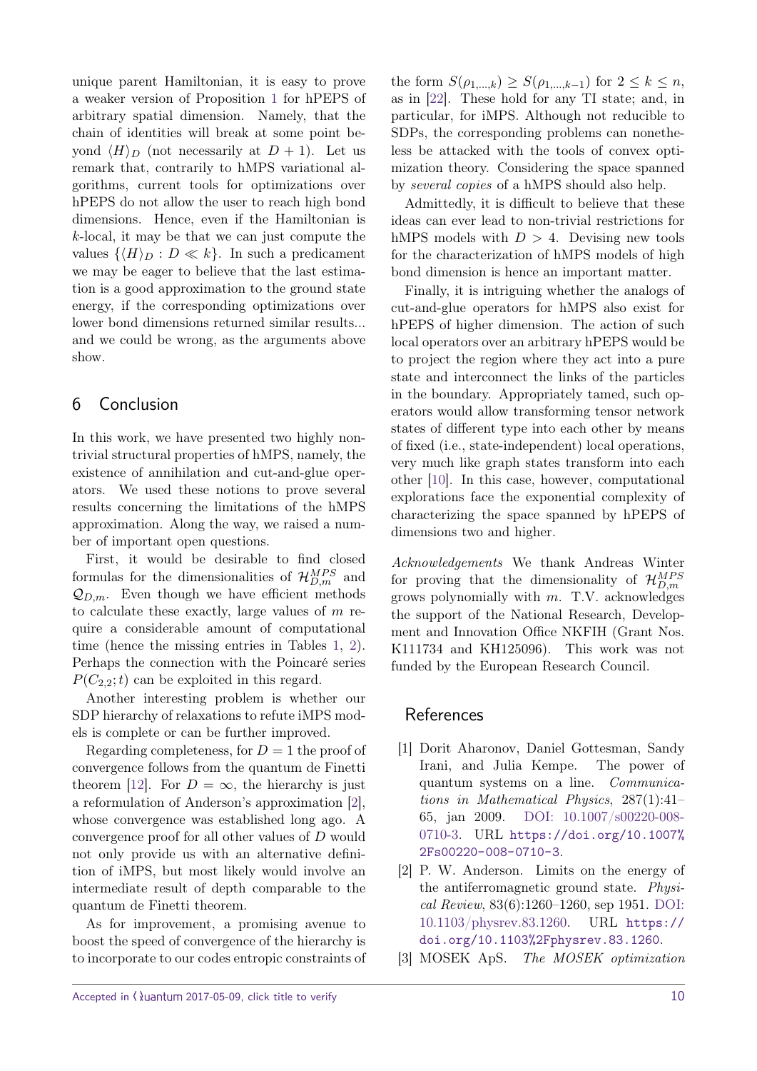unique parent Hamiltonian, it is easy to prove a weaker version of Proposition 1 for hPEPS of arbitrary spatial dimension. Namely, that the chain of identities will break at some point beyond $\langle H\rangle_D$ (not necessarily at $D+1$). Let us remark that, contrarily to hMPS variational algorithms, current tools for optimizations over hPEPS do not allow the user to reach high bond dimensions. Hence, even if the Hamiltonian is $k$-local, it may be that we can just compute the values $\{\langle H\rangle_D : D \ll k\}$. In such a predicament we may be eager to believe that the last estimation is a good approximation to the ground state energy, if the corresponding optimizations over lower bond dimensions returned similar results... and we could be wrong, as the arguments above show.

## 6 Conclusion

In this work, we have presented two highly nontrivial structural properties of hMPS, namely, the existence of annihilation and cut-and-glue operators. We used these notions to prove several results concerning the limitations of the hMPS approximation. Along the way, we raised a number of important open questions.

First, it would be desirable to find closed formulas for the dimensionalities of $\mathcal{H}^{MPS}_{D,m}$ and $\mathcal{Q}_{D,m}$. Even though we have efficient methods to calculate these exactly, large values of $m$ require a considerable amount of computational time (hence the missing entries in Tables 1, 2). Perhaps the connection with the Poincaré series $P(C_{2,2};t)$ can be exploited in this regard.

Another interesting problem is whether our SDP hierarchy of relaxations to refute iMPS models is complete or can be further improved.

Regarding completeness, for $D=1$ the proof of convergence follows from the quantum de Finetti theorem [12]. For $D=\infty$, the hierarchy is just a reformulation of Anderson's approximation [2], whose convergence was established long ago. A convergence proof for all other values of $D$ would not only provide us with an alternative definition of iMPS, but most likely would involve an intermediate result of depth comparable to the quantum de Finetti theorem.

As for improvement, a promising avenue to boost the speed of convergence of the hierarchy is to incorporate to our codes entropic constraints of the form $S(\rho_{1,\dots,k}) \geq S(\rho_{1,\dots,k-1})$ for $2 \leq k \leq n$, as in [22]. These hold for any TI state; and, in particular, for iMPS. Although not reducible to SDPs, the corresponding problems can nonetheless be attacked with the tools of convex optimization theory. Considering the space spanned by *several copies* of a hMPS should also help.

Admittedly, it is difficult to believe that these ideas can ever lead to non-trivial restrictions for hMPS models with $D > 4$. Devising new tools for the characterization of hMPS models of high bond dimension is hence an important matter.

Finally, it is intriguing whether the analogs of cut-and-glue operators for hMPS also exist for hPEPS of higher dimension. The action of such local operators over an arbitrary hPEPS would be to project the region where they act into a pure state and interconnect the links of the particles in the boundary. Appropriately tamed, such operators would allow transforming tensor network states of different type into each other by means of fixed (i.e., state-independent) local operations, very much like graph states transform into each other [10]. In this case, however, computational explorations face the exponential complexity of characterizing the space spanned by hPEPS of dimensions two and higher.

*Acknowledgements* We thank Andreas Winter for proving that the dimensionality of $\mathcal{H}^{MPS}_{D,m}$ grows polynomially with $m$. T.V. acknowledges the support of the National Research, Development and Innovation Office NKFIH (Grant Nos. K111734 and KH125096). This work was not funded by the European Research Council.

## References

[1] Dorit Aharonov, Daniel Gottesman, Sandy Irani, and Julia Kempe. The power of quantum systems on a line. *Communications in Mathematical Physics*, 287(1):41–65, jan 2009. DOI: 10.1007/s00220-008-0710-3. URL https://doi.org/10.1007%2Fs00220-008-0710-3.

[2] P. W. Anderson. Limits on the energy of the antiferromagnetic ground state. *Physical Review*, 83(6):1260–1260, sep 1951. DOI: 10.1103/physrev.83.1260. URL https://doi.org/10.1103%2Fphysrev.83.1260.

[3] MOSEK ApS. *The MOSEK optimization*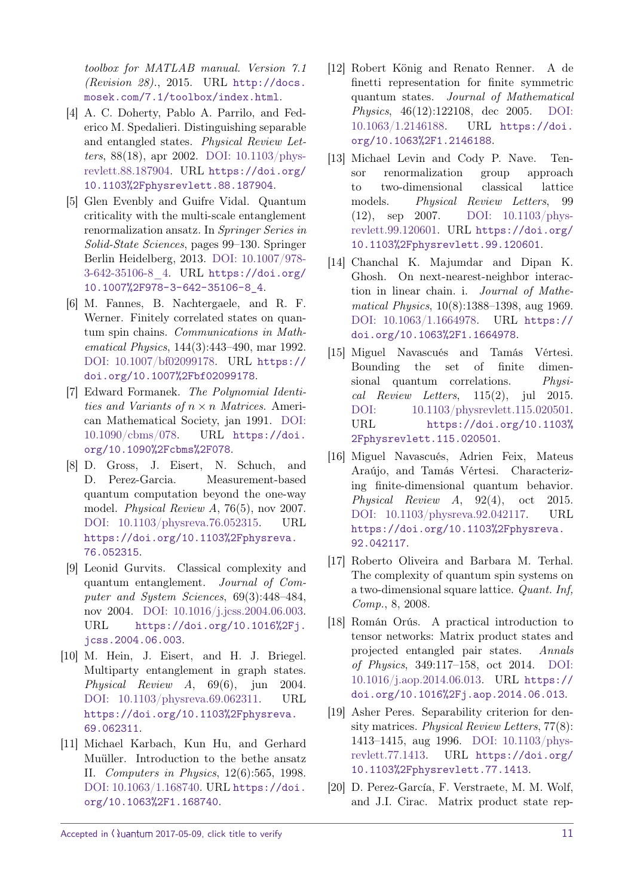toolbox for MATLAB manual. Version 7.1 (Revision 28)., 2015. URL http://docs.mosek.com/7.1/toolbox/index.html.

[4] A. C. Doherty, Pablo A. Parrilo, and Federico M. Spedalieri. Distinguishing separable and entangled states. *Physical Review Letters*, 88(18), apr 2002. DOI: 10.1103/physrevlett.88.187904. URL https://doi.org/10.1103%2Fphysrevlett.88.187904.

[5] Glen Evenbly and Guifre Vidal. Quantum criticality with the multi-scale entanglement renormalization ansatz. In *Springer Series in Solid-State Sciences*, pages 99–130. Springer Berlin Heidelberg, 2013. DOI: 10.1007/978-3-642-35106-8_4. URL https://doi.org/10.1007%2F978-3-642-35106-8_4.

[6] M. Fannes, B. Nachtergaele, and R. F. Werner. Finitely correlated states on quantum spin chains. *Communications in Mathematical Physics*, 144(3):443–490, mar 1992. DOI: 10.1007/bf02099178. URL https://doi.org/10.1007%2Fbf02099178.

[7] Edward Formanek. *The Polynomial Identities and Variants of $n \times n$ Matrices*. American Mathematical Society, jan 1991. DOI: 10.1090/cbms/078. URL https://doi.org/10.1090%2Fcbms%2F078.

[8] D. Gross, J. Eisert, N. Schuch, and D. Perez-Garcia. Measurement-based quantum computation beyond the one-way model. *Physical Review A*, 76(5), nov 2007. DOI: 10.1103/physreva.76.052315. URL https://doi.org/10.1103%2Fphysreva.76.052315.

[9] Leonid Gurvits. Classical complexity and quantum entanglement. *Journal of Computer and System Sciences*, 69(3):448–484, nov 2004. DOI: 10.1016/j.jcss.2004.06.003. URL https://doi.org/10.1016%2Fj.jcss.2004.06.003.

[10] M. Hein, J. Eisert, and H. J. Briegel. Multiparty entanglement in graph states. *Physical Review A*, 69(6), jun 2004. DOI: 10.1103/physreva.69.062311. URL https://doi.org/10.1103%2Fphysreva.69.062311.

[11] Michael Karbach, Kun Hu, and Gerhard Muüller. Introduction to the bethe ansatz II. *Computers in Physics*, 12(6):565, 1998. DOI: 10.1063/1.168740. URL https://doi.org/10.1063%2F1.168740.

[12] Robert König and Renato Renner. A de finetti representation for finite symmetric quantum states. *Journal of Mathematical Physics*, 46(12):122108, dec 2005. DOI: 10.1063/1.2146188. URL https://doi.org/10.1063%2F1.2146188.

[13] Michael Levin and Cody P. Nave. Tensor renormalization group approach to two-dimensional classical lattice models. *Physical Review Letters*, 99 (12), sep 2007. DOI: 10.1103/physrevlett.99.120601. URL https://doi.org/10.1103%2Fphysrevlett.99.120601.

[14] Chanchal K. Majumdar and Dipan K. Ghosh. On next-nearest-neighbor interaction in linear chain. i. *Journal of Mathematical Physics*, 10(8):1388–1398, aug 1969. DOI: 10.1063/1.1664978. URL https://doi.org/10.1063%2F1.1664978.

[15] Miguel Navascués and Tamás Vértesi. Bounding the set of finite dimensional quantum correlations. *Physical Review Letters*, 115(2), jul 2015. DOI: 10.1103/physrevlett.115.020501. URL https://doi.org/10.1103%2Fphysrevlett.115.020501.

[16] Miguel Navascués, Adrien Feix, Mateus Araújo, and Tamás Vértesi. Characterizing finite-dimensional quantum behavior. *Physical Review A*, 92(4), oct 2015. DOI: 10.1103/physreva.92.042117. URL https://doi.org/10.1103%2Fphysreva.92.042117.

[17] Roberto Oliveira and Barbara M. Terhal. The complexity of quantum spin systems on a two-dimensional square lattice. *Quant. Inf. Comp.*, 8, 2008.

[18] Román Orús. A practical introduction to tensor networks: Matrix product states and projected entangled pair states. *Annals of Physics*, 349:117–158, oct 2014. DOI: 10.1016/j.aop.2014.06.013. URL https://doi.org/10.1016%2Fj.aop.2014.06.013.

[19] Asher Peres. Separability criterion for density matrices. *Physical Review Letters*, 77(8): 1413–1415, aug 1996. DOI: 10.1103/physrevlett.77.1413. URL https://doi.org/10.1103%2Fphysrevlett.77.1413.

[20] D. Perez-García, F. Verstraete, M. M. Wolf, and J.I. Cirac. Matrix product state rep-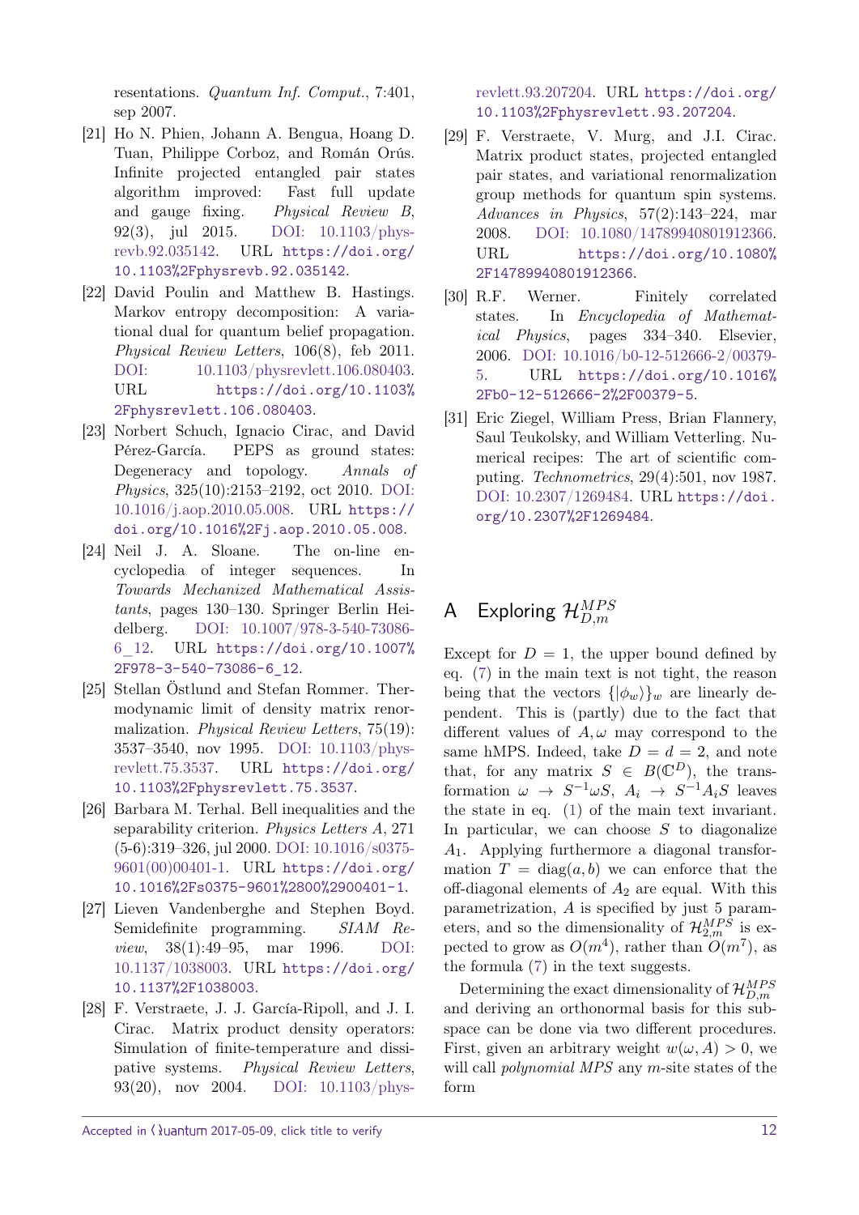resentations. *Quantum Inf. Comput.*, 7:401, sep 2007.

[21] Ho N. Phien, Johann A. Bengua, Hoang D. Tuan, Philippe Corboz, and Román Orús. Infinite projected entangled pair states algorithm improved: Fast full update and gauge fixing. *Physical Review B*, 92(3), jul 2015. DOI: 10.1103/physrevb.92.035142. URL https://doi.org/10.1103%2Fphysrevb.92.035142.

[22] David Poulin and Matthew B. Hastings. Markov entropy decomposition: A variational dual for quantum belief propagation. *Physical Review Letters*, 106(8), feb 2011. DOI: 10.1103/physrevlett.106.080403. URL https://doi.org/10.1103%2Fphysrevlett.106.080403.

[23] Norbert Schuch, Ignacio Cirac, and David Pérez-García. PEPS as ground states: Degeneracy and topology. *Annals of Physics*, 325(10):2153–2192, oct 2010. DOI: 10.1016/j.aop.2010.05.008. URL https://doi.org/10.1016%2Fj.aop.2010.05.008.

[24] Neil J. A. Sloane. The on-line encyclopedia of integer sequences. In *Towards Mechanized Mathematical Assistants*, pages 130–130. Springer Berlin Heidelberg. DOI: 10.1007/978-3-540-73086-6_12. URL https://doi.org/10.1007%2F978-3-540-73086-6_12.

[25] Stellan Östlund and Stefan Rommer. Thermodynamic limit of density matrix renormalization. *Physical Review Letters*, 75(19):3537–3540, nov 1995. DOI: 10.1103/physrevlett.75.3537. URL https://doi.org/10.1103%2Fphysrevlett.75.3537.

[26] Barbara M. Terhal. Bell inequalities and the separability criterion. *Physics Letters A*, 271(5-6):319–326, jul 2000. DOI: 10.1016/s0375-9601(00)00401-1. URL https://doi.org/10.1016%2Fs0375-9601%2800%2900401-1.

[27] Lieven Vandenberghe and Stephen Boyd. Semidefinite programming. *SIAM Review*, 38(1):49–95, mar 1996. DOI: 10.1137/1038003. URL https://doi.org/10.1137%2F1038003.

[28] F. Verstraete, J. J. García-Ripoll, and J. I. Cirac. Matrix product density operators: Simulation of finite-temperature and dissipative systems. *Physical Review Letters*, 93(20), nov 2004. DOI: 10.1103/physrevlett.93.207204. URL https://doi.org/10.1103%2Fphysrevlett.93.207204.

[29] F. Verstraete, V. Murg, and J.I. Cirac. Matrix product states, projected entangled pair states, and variational renormalization group methods for quantum spin systems. *Advances in Physics*, 57(2):143–224, mar 2008. DOI: 10.1080/14789940801912366. URL https://doi.org/10.1080%2F14789940801912366.

[30] R.F. Werner. Finitely correlated states. In *Encyclopedia of Mathematical Physics*, pages 334–340. Elsevier, 2006. DOI: 10.1016/b0-12-512666-2/00379-5. URL https://doi.org/10.1016%2Fb0-12-512666-2%2F00379-5.

[31] Eric Ziegel, William Press, Brian Flannery, Saul Teukolsky, and William Vetterling. Numerical recipes: The art of scientific computing. *Technometrics*, 29(4):501, nov 1987. DOI: 10.2307/1269484. URL https://doi.org/10.2307%2F1269484.

## A Exploring $\mathcal{H}^{MPS}_{D,m}$

Except for $D = 1$, the upper bound defined by eq. (7) in the main text is not tight, the reason being that the vectors $\{|\phi_w\rangle\}_w$ are linearly dependent. This is (partly) due to the fact that different values of $A, \omega$ may correspond to the same hMPS. Indeed, take $D = d = 2$, and note that, for any matrix $S \in B(\mathbb{C}^D)$, the transformation $\omega \to S^{-1}\omega S$, $A_i \to S^{-1}A_i S$ leaves the state in eq. (1) of the main text invariant. In particular, we can choose $S$ to diagonalize $A_1$. Applying furthermore a diagonal transformation $T = \text{diag}(a, b)$ we can enforce that the off-diagonal elements of $A_2$ are equal. With this parametrization, $A$ is specified by just 5 parameters, and so the dimensionality of $\mathcal{H}^{MPS}_{2,m}$ is expected to grow as $O(m^4)$, rather than $O(m^7)$, as the formula (7) in the text suggests.

Determining the exact dimensionality of $\mathcal{H}^{MPS}_{D,m}$ and deriving an orthonormal basis for this subspace can be done via two different procedures. First, given an arbitrary weight $w(\omega, A) > 0$, we will call *polynomial MPS* any $m$-site states of the form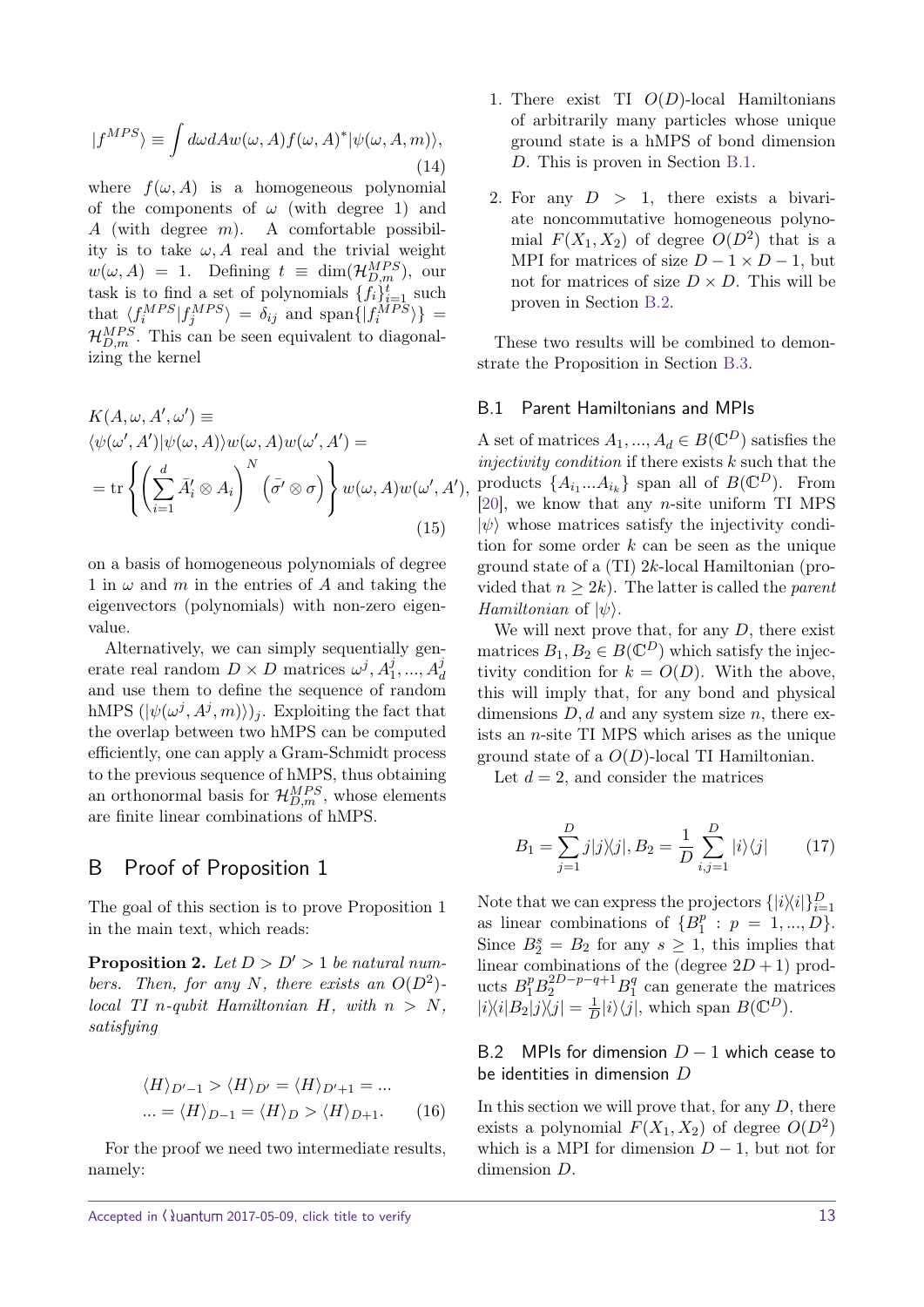$$|f^{MPS}\rangle \equiv \int d\omega dA w(\omega, A) f(\omega, A)^* |\psi(\omega, A, m)\rangle, \tag{14}$$

where $f(\omega, A)$ is a homogeneous polynomial of the components of $\omega$ (with degree 1) and $A$ (with degree $m$). A comfortable possibility is to take $\omega, A$ real and the trivial weight $w(\omega, A) = 1$. Defining $t \equiv \dim(\mathcal{H}^{MPS}_{D,m})$, our task is to find a set of polynomials $\{f_i\}_{i=1}^t$ such that $\langle f_i^{MPS}|f_j^{MPS}\rangle = \delta_{ij}$ and $\text{span}\{|f_i^{MPS}\rangle\} = \mathcal{H}^{MPS}_{D,m}$. This can be seen equivalent to diagonalizing the kernel

$$\begin{aligned}
&K(A, \omega, A', \omega') \equiv \\
&\langle\psi(\omega', A')|\psi(\omega, A)\rangle w(\omega, A) w(\omega', A') = \\
&= \text{tr}\left\{\left(\sum_{i=1}^d \bar{A}'_i \otimes A_i\right)^N \left(\bar{\sigma}' \otimes \sigma\right)\right\} w(\omega, A) w(\omega', A'),
\end{aligned} \tag{15}$$

on a basis of homogeneous polynomials of degree 1 in $\omega$ and $m$ in the entries of $A$ and taking the eigenvectors (polynomials) with non-zero eigenvalue.

Alternatively, we can simply sequentially generate real random $D\times D$ matrices $\omega^j, A_1^j, ..., A_d^j$ and use them to define the sequence of random hMPS $(|\psi(\omega^j, A^j, m)\rangle)_j$. Exploiting the fact that the overlap between two hMPS can be computed efficiently, one can apply a Gram-Schmidt process to the previous sequence of hMPS, thus obtaining an orthonormal basis for $\mathcal{H}^{MPS}_{D,m}$, whose elements are finite linear combinations of hMPS.

# B Proof of Proposition 1

The goal of this section is to prove Proposition 1 in the main text, which reads:

**Proposition 2.** *Let $D > D' > 1$ be natural numbers. Then, for any $N$, there exists an $O(D^2)$-local TI $n$-qubit Hamiltonian $H$, with $n > N$, satisfying*

$$\begin{aligned}
&\langle H\rangle_{D'-1} > \langle H\rangle_{D'} = \langle H\rangle_{D'+1} = ... \\
&... = \langle H\rangle_{D-1} = \langle H\rangle_D > \langle H\rangle_{D+1}.
\end{aligned} \tag{16}$$

For the proof we need two intermediate results, namely:

1. There exist TI $O(D)$-local Hamiltonians of arbitrarily many particles whose unique ground state is a hMPS of bond dimension $D$. This is proven in Section B.1.
2. For any $D > 1$, there exists a bivariate noncommutative homogeneous polynomial $F(X_1, X_2)$ of degree $O(D^2)$ that is a MPI for matrices of size $D-1\times D-1$, but not for matrices of size $D\times D$. This will be proven in Section B.2.

These two results will be combined to demonstrate the Proposition in Section B.3.

## B.1 Parent Hamiltonians and MPIs

A set of matrices $A_1, ..., A_d \in B(\mathbb{C}^D)$ satisfies the *injectivity condition* if there exists $k$ such that the products $\{A_{i_1}...A_{i_k}\}$ span all of $B(\mathbb{C}^D)$. From [20], we know that any $n$-site uniform TI MPS $|\psi\rangle$ whose matrices satisfy the injectivity condition for some order $k$ can be seen as the unique ground state of a (TI) $2k$-local Hamiltonian (provided that $n \geq 2k$). The latter is called the *parent Hamiltonian* of $|\psi\rangle$.

We will next prove that, for any $D$, there exist matrices $B_1, B_2 \in B(\mathbb{C}^D)$ which satisfy the injectivity condition for $k = O(D)$. With the above, this will imply that, for any bond and physical dimensions $D, d$ and any system size $n$, there exists an $n$-site TI MPS which arises as the unique ground state of a $O(D)$-local TI Hamiltonian.

Let $d = 2$, and consider the matrices

$$B_1 = \sum_{j=1}^D j|j\rangle\langle j|, B_2 = \frac{1}{D}\sum_{i,j=1}^D |i\rangle\langle j| \tag{17}$$

Note that we can express the projectors $\{|i\rangle\langle i|\}_{i=1}^D$ as linear combinations of $\{B_1^p : p = 1, ..., D\}$. Since $B_2^s = B_2$ for any $s \geq 1$, this implies that linear combinations of the (degree $2D+1$) products $B_1^p B_2^{2D-p-q+1} B_1^q$ can generate the matrices $|i\rangle\langle i|B_2|j\rangle\langle j| = \frac{1}{D}|i\rangle\langle j|$, which span $B(\mathbb{C}^D)$.

## B.2 MPIs for dimension $D-1$ which cease to be identities in dimension $D$

In this section we will prove that, for any $D$, there exists a polynomial $F(X_1, X_2)$ of degree $O(D^2)$ which is a MPI for dimension $D-1$, but not for dimension $D$.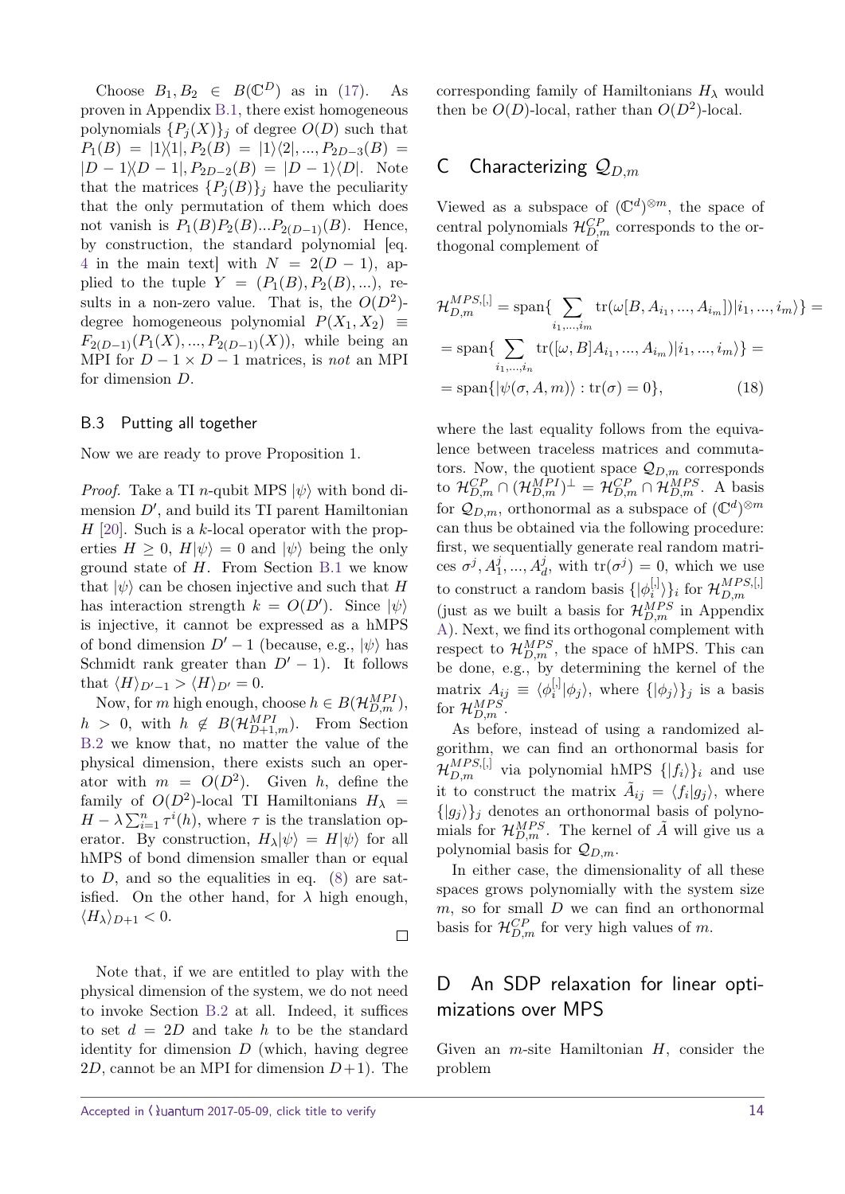Choose $B_1, B_2 \in B(\mathbb{C}^D)$ as in (17). As proven in Appendix B.1, there exist homogeneous polynomials $\{P_j(X)\}_j$ of degree $O(D)$ such that $P_1(B) = |1\rangle\langle 1|, P_2(B) = |1\rangle\langle 2|, ..., P_{2D-3}(B) = |D-1\rangle\langle D-1|, P_{2D-2}(B) = |D-1\rangle\langle D|$. Note that the matrices $\{P_j(B)\}_j$ have the peculiarity that the only permutation of them which does not vanish is $P_1(B)P_2(B)...P_{2(D-1)}(B)$. Hence, by construction, the standard polynomial [eq. 4 in the main text] with $N = 2(D-1)$, applied to the tuple $Y = (P_1(B), P_2(B), ...)$, results in a non-zero value. That is, the $O(D^2)$-degree homogeneous polynomial $P(X_1, X_2) \equiv F_{2(D-1)}(P_1(X), ..., P_{2(D-1)}(X))$, while being an MPI for $D-1 \times D-1$ matrices, is *not* an MPI for dimension $D$.

### B.3 Putting all together

Now we are ready to prove Proposition 1.

*Proof.* Take a TI $n$-qubit MPS $|\psi\rangle$ with bond dimension $D'$, and build its TI parent Hamiltonian $H$ [20]. Such is a $k$-local operator with the properties $H \geq 0$, $H|\psi\rangle = 0$ and $|\psi\rangle$ being the only ground state of $H$. From Section B.1 we know that $|\psi\rangle$ can be chosen injective and such that $H$ has interaction strength $k = O(D')$. Since $|\psi\rangle$ is injective, it cannot be expressed as a hMPS of bond dimension $D'-1$ (because, e.g., $|\psi\rangle$ has Schmidt rank greater than $D'-1$). It follows that $\langle H\rangle_{D'-1} > \langle H\rangle_{D'} = 0$.

Now, for $m$ high enough, choose $h \in B(\mathcal{H}^{MPI}_{D,m})$, $h > 0$, with $h \notin B(\mathcal{H}^{MPI}_{D+1,m})$. From Section B.2 we know that, no matter the value of the physical dimension, there exists such an operator with $m = O(D^2)$. Given $h$, define the family of $O(D^2)$-local TI Hamiltonians $H_\lambda = H - \lambda \sum_{i=1}^{n} \tau^i(h)$, where $\tau$ is the translation operator. By construction, $H_\lambda|\psi\rangle = H|\psi\rangle$ for all hMPS of bond dimension smaller than or equal to $D$, and so the equalities in eq. (8) are satisfied. On the other hand, for $\lambda$ high enough, $\langle H_\lambda\rangle_{D+1} < 0$.

□

Note that, if we are entitled to play with the physical dimension of the system, we do not need to invoke Section B.2 at all. Indeed, it suffices to set $d = 2D$ and take $h$ to be the standard identity for dimension $D$ (which, having degree $2D$, cannot be an MPI for dimension $D+1$). The corresponding family of Hamiltonians $H_\lambda$ would then be $O(D)$-local, rather than $O(D^2)$-local.

## C Characterizing $\mathcal{Q}_{D,m}$

Viewed as a subspace of $(\mathbb{C}^d)^{\otimes m}$, the space of central polynomials $\mathcal{H}^{CP}_{D,m}$ corresponds to the orthogonal complement of

$$
\begin{aligned}
\mathcal{H}^{MPS,[,]}_{D,m} &= \text{span}\{\sum_{i_1,...,i_m} \text{tr}(\omega[B, A_{i_1}, ..., A_{i_m}])|i_1, ..., i_m\rangle\} = \\
&= \text{span}\{\sum_{i_1,...,i_n} \text{tr}([\omega, B]A_{i_1}, ..., A_{i_m})|i_1, ..., i_m\rangle\} = \\
&= \text{span}\{|\psi(\sigma, A, m)\rangle : \text{tr}(\sigma) = 0\}, \qquad (18)
\end{aligned}
$$

where the last equality follows from the equivalence between traceless matrices and commutators. Now, the quotient space $\mathcal{Q}_{D,m}$ corresponds to $\mathcal{H}^{CP}_{D,m} \cap (\mathcal{H}^{MPI}_{D,m})^\perp = \mathcal{H}^{CP}_{D,m} \cap \mathcal{H}^{MPS}_{D,m}$. A basis for $\mathcal{Q}_{D,m}$, orthonormal as a subspace of $(\mathbb{C}^d)^{\otimes m}$ can thus be obtained via the following procedure: first, we sequentially generate real random matrices $\sigma^j, A^j_1, ..., A^j_d$, with $\text{tr}(\sigma^j) = 0$, which we use to construct a random basis $\{|\phi^{[,]}_i\rangle\}_i$ for $\mathcal{H}^{MPS,[,]}_{D,m}$ (just as we built a basis for $\mathcal{H}^{MPS}_{D,m}$ in Appendix A). Next, we find its orthogonal complement with respect to $\mathcal{H}^{MPS}_{D,m}$, the space of hMPS. This can be done, e.g., by determining the kernel of the matrix $A_{ij} \equiv \langle\phi^{[,]}_i|\phi_j\rangle$, where $\{|\phi_j\rangle\}_j$ is a basis for $\mathcal{H}^{MPS}_{D,m}$.

As before, instead of using a randomized algorithm, we can find an orthonormal basis for $\mathcal{H}^{MPS,[,]}_{D,m}$ via polynomial hMPS $\{|f_i\rangle\}_i$ and use it to construct the matrix $\tilde{A}_{ij} = \langle f_i|g_j\rangle$, where $\{|g_j\rangle\}_j$ denotes an orthonormal basis of polynomials for $\mathcal{H}^{MPS}_{D,m}$. The kernel of $\tilde{A}$ will give us a polynomial basis for $\mathcal{Q}_{D,m}$.

In either case, the dimensionality of all these spaces grows polynomially with the system size $m$, so for small $D$ we can find an orthonormal basis for $\mathcal{H}^{CP}_{D,m}$ for very high values of $m$.

## D An SDP relaxation for linear optimizations over MPS

Given an $m$-site Hamiltonian $H$, consider the problem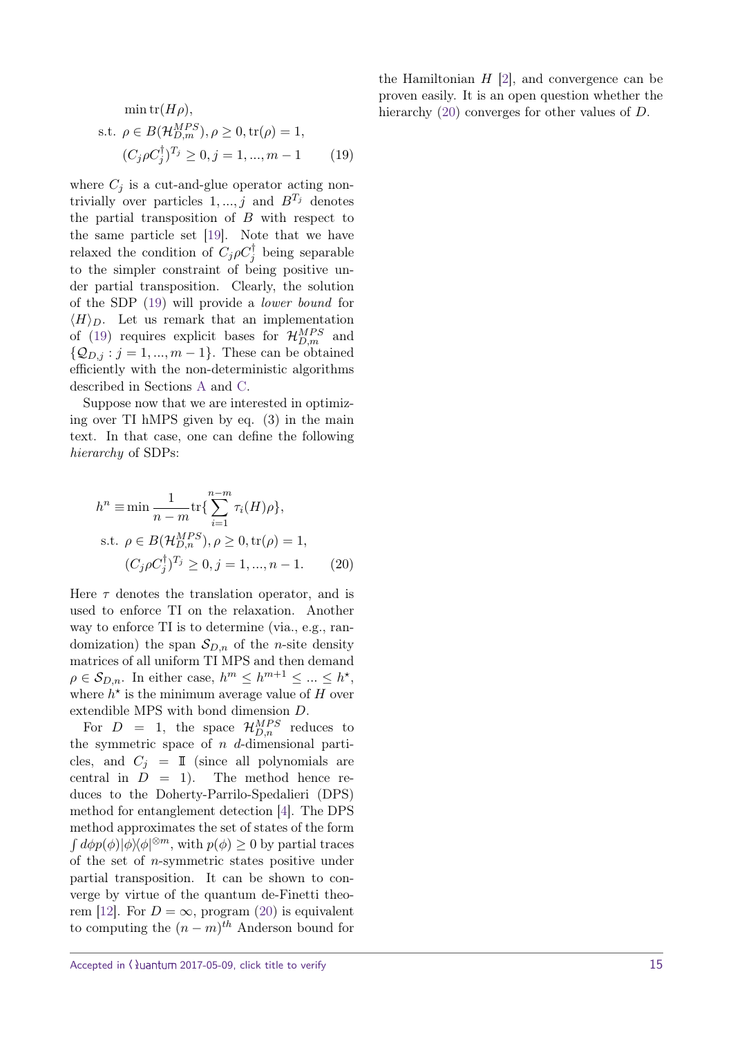$$
\begin{aligned}
&\min \operatorname{tr}(H\rho), \\
\text{s.t. } &\rho \in B(\mathcal{H}_{D,m}^{MPS}), \rho \geq 0, \operatorname{tr}(\rho) = 1, \\
&(C_j \rho C_j^\dagger)^{T_j} \geq 0, j = 1, ..., m-1 \qquad (19)
\end{aligned}
$$

where $C_j$ is a cut-and-glue operator acting non-trivially over particles $1, ..., j$ and $B^{T_j}$ denotes the partial transposition of $B$ with respect to the same particle set [19]. Note that we have relaxed the condition of $C_j \rho C_j^\dagger$ being separable to the simpler constraint of being positive under partial transposition. Clearly, the solution of the SDP (19) will provide a *lower bound* for $\langle H \rangle_D$. Let us remark that an implementation of (19) requires explicit bases for $\mathcal{H}_{D,m}^{MPS}$ and $\{\mathcal{Q}_{D,j} : j = 1, ..., m-1\}$. These can be obtained efficiently with the non-deterministic algorithms described in Sections A and C.

Suppose now that we are interested in optimizing over TI hMPS given by eq. (3) in the main text. In that case, one can define the following *hierarchy* of SDPs:

$$
\begin{aligned}
h^n \equiv &\min \frac{1}{n-m} \operatorname{tr}\{\sum_{i=1}^{n-m} \tau_i(H)\rho\}, \\
\text{s.t. } &\rho \in B(\mathcal{H}_{D,n}^{MPS}), \rho \geq 0, \operatorname{tr}(\rho) = 1, \\
&(C_j \rho C_j^\dagger)^{T_j} \geq 0, j = 1, ..., n-1. \qquad (20)
\end{aligned}
$$

Here $\tau$ denotes the translation operator, and is used to enforce TI on the relaxation. Another way to enforce TI is to determine (via., e.g., randomization) the span $\mathcal{S}_{D,n}$ of the $n$-site density matrices of all uniform TI MPS and then demand $\rho \in \mathcal{S}_{D,n}$. In either case, $h^m \leq h^{m+1} \leq ... \leq h^\star$, where $h^\star$ is the minimum average value of $H$ over extendible MPS with bond dimension $D$.

For $D = 1$, the space $\mathcal{H}_{D,n}^{MPS}$ reduces to the symmetric space of $n$ $d$-dimensional particles, and $C_j = \mathbb{I}$ (since all polynomials are central in $D = 1$). The method hence reduces to the Doherty-Parrilo-Spedalieri (DPS) method for entanglement detection [4]. The DPS method approximates the set of states of the form $\int d\phi p(\phi) |\phi\rangle\langle\phi|^{\otimes m}$, with $p(\phi) \geq 0$ by partial traces of the set of $n$-symmetric states positive under partial transposition. It can be shown to converge by virtue of the quantum de-Finetti theorem [12]. For $D = \infty$, program (20) is equivalent to computing the $(n-m)^{th}$ Anderson bound for the Hamiltonian $H$ [2], and convergence can be proven easily. It is an open question whether the hierarchy (20) converges for other values of $D$.